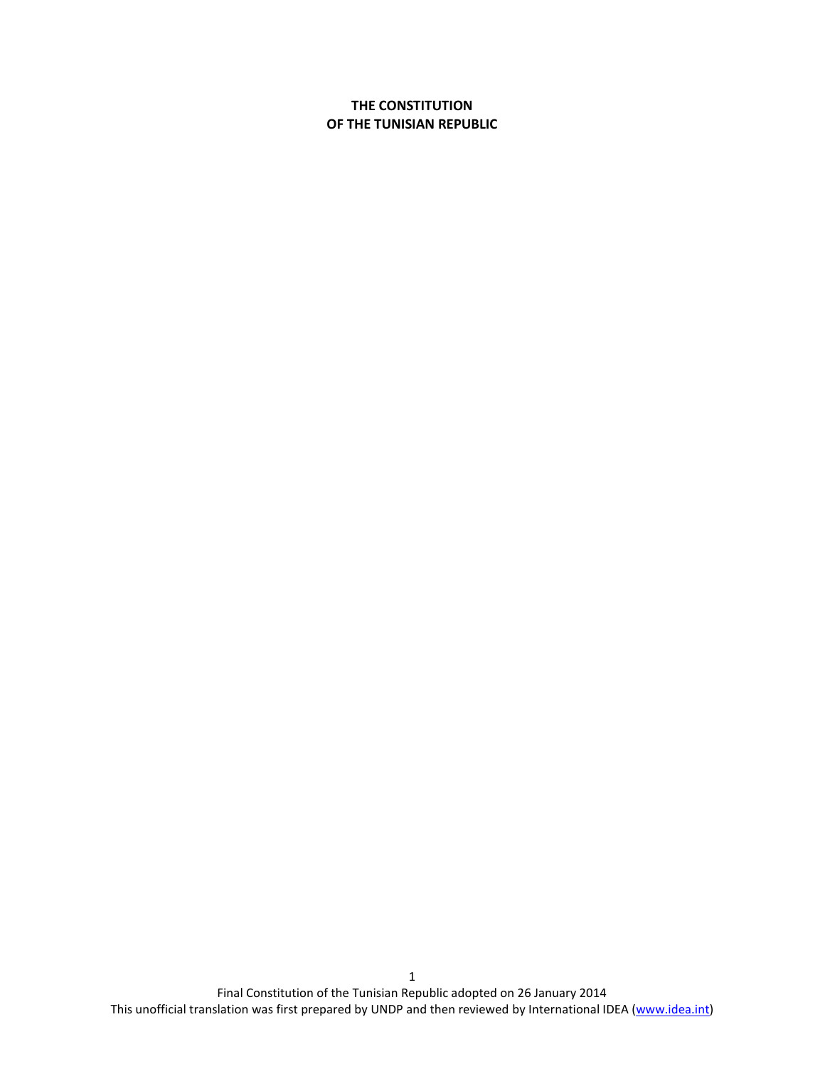# THE CONSTITUTION OF THE TUNISIAN REPUBLIC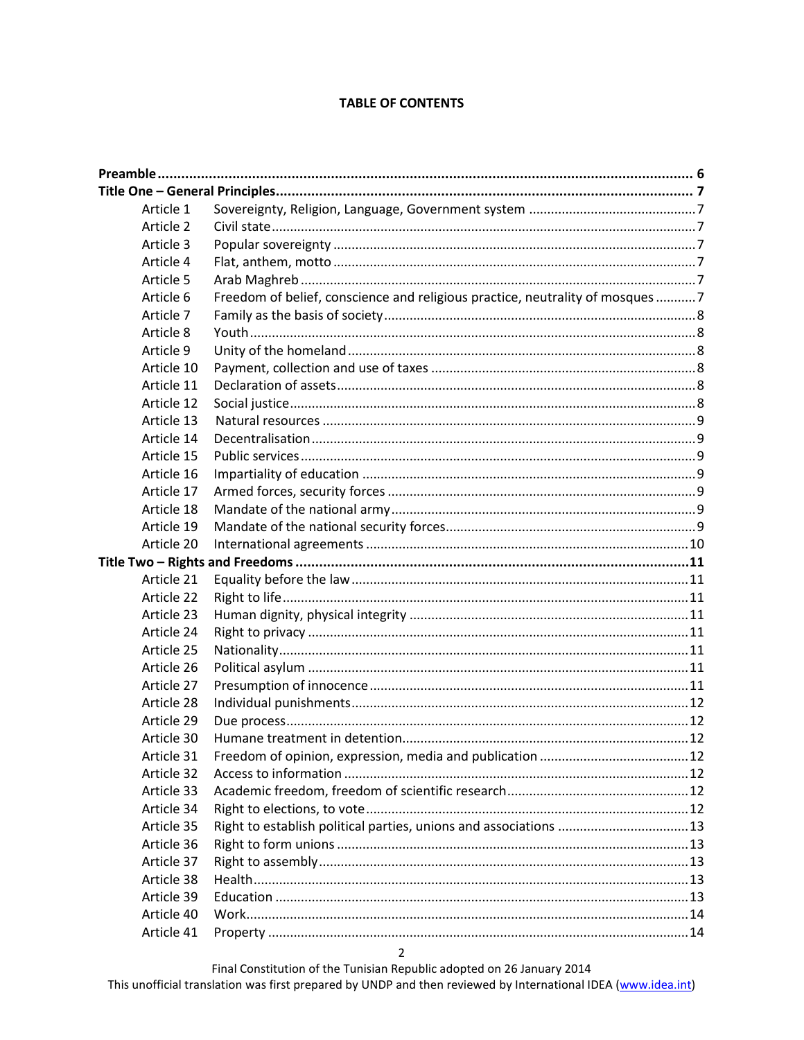# TABLE OF CONTENTS

| | | |
|---|---|---|
| **Preamble** | | **6** |
| **Title One – General Principles** | | **7** |
| Article 1 | Sovereignty, Religion, Language, Government system | 7 |
| Article 2 | Civil state | 7 |
| Article 3 | Popular sovereignty | 7 |
| Article 4 | Flat, anthem, motto | 7 |
| Article 5 | Arab Maghreb | 7 |
| Article 6 | Freedom of belief, conscience and religious practice, neutrality of mosques | 7 |
| Article 7 | Family as the basis of society | 8 |
| Article 8 | Youth | 8 |
| Article 9 | Unity of the homeland | 8 |
| Article 10 | Payment, collection and use of taxes | 8 |
| Article 11 | Declaration of assets | 8 |
| Article 12 | Social justice | 8 |
| Article 13 | Natural resources | 9 |
| Article 14 | Decentralisation | 9 |
| Article 15 | Public services | 9 |
| Article 16 | Impartiality of education | 9 |
| Article 17 | Armed forces, security forces | 9 |
| Article 18 | Mandate of the national army | 9 |
| Article 19 | Mandate of the national security forces | 9 |
| Article 20 | International agreements | 10 |
| **Title Two – Rights and Freedoms** | | **11** |
| Article 21 | Equality before the law | 11 |
| Article 22 | Right to life | 11 |
| Article 23 | Human dignity, physical integrity | 11 |
| Article 24 | Right to privacy | 11 |
| Article 25 | Nationality | 11 |
| Article 26 | Political asylum | 11 |
| Article 27 | Presumption of innocence | 11 |
| Article 28 | Individual punishments | 12 |
| Article 29 | Due process | 12 |
| Article 30 | Humane treatment in detention | 12 |
| Article 31 | Freedom of opinion, expression, media and publication | 12 |
| Article 32 | Access to information | 12 |
| Article 33 | Academic freedom, freedom of scientific research | 12 |
| Article 34 | Right to elections, to vote | 12 |
| Article 35 | Right to establish political parties, unions and associations | 13 |
| Article 36 | Right to form unions | 13 |
| Article 37 | Right to assembly | 13 |
| Article 38 | Health | 13 |
| Article 39 | Education | 13 |
| Article 40 | Work | 14 |
| Article 41 | Property | 14 |

Final Constitution of the Tunisian Republic adopted on 26 January 2014
This unofficial translation was first prepared by UNDP and then reviewed by International IDEA (www.idea.int)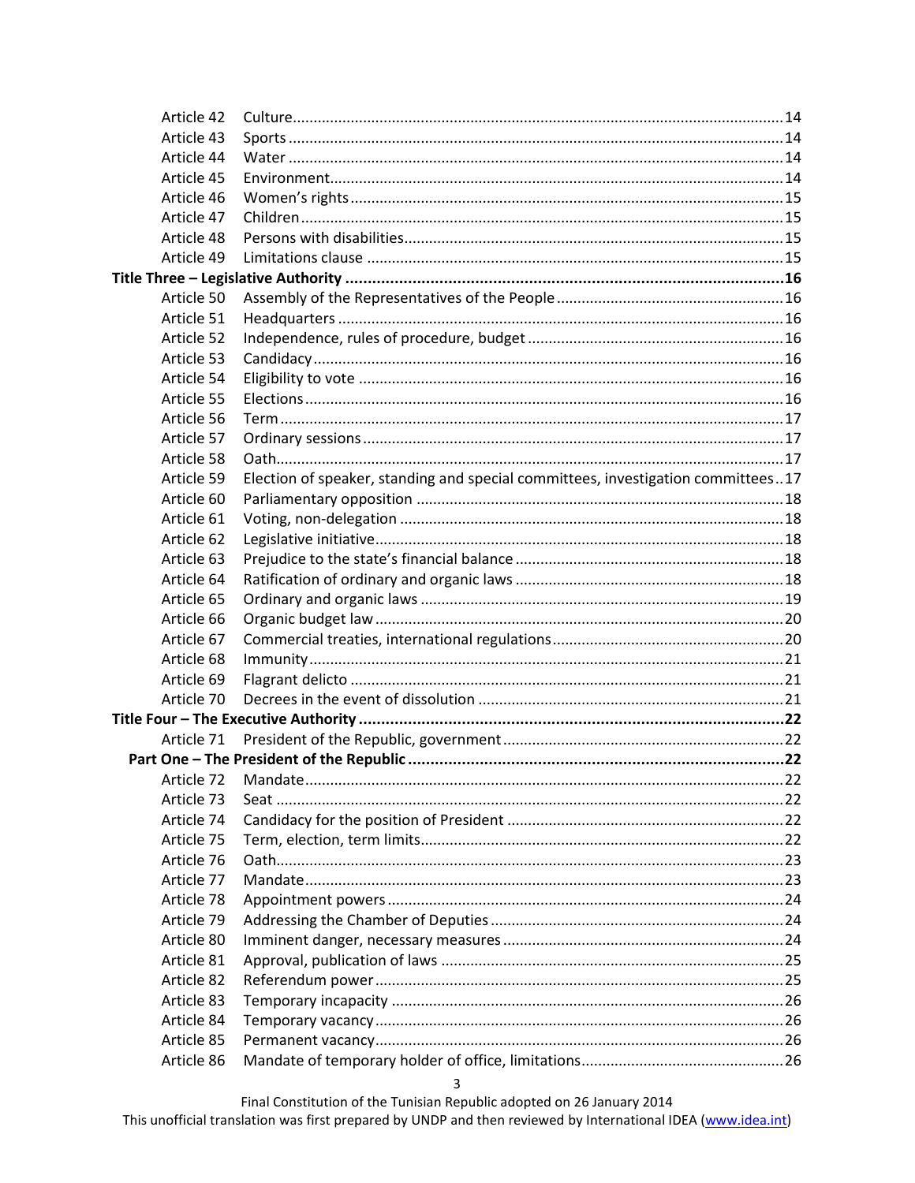Article 42 Culture ..... 14
Article 43 Sports ..... 14
Article 44 Water ..... 14
Article 45 Environment ..... 14
Article 46 Women's rights ..... 15
Article 47 Children ..... 15
Article 48 Persons with disabilities ..... 15
Article 49 Limitations clause ..... 15

**Title Three – Legislative Authority ..... 16**

Article 50 Assembly of the Representatives of the People ..... 16
Article 51 Headquarters ..... 16
Article 52 Independence, rules of procedure, budget ..... 16
Article 53 Candidacy ..... 16
Article 54 Eligibility to vote ..... 16
Article 55 Elections ..... 16
Article 56 Term ..... 17
Article 57 Ordinary sessions ..... 17
Article 58 Oath ..... 17
Article 59 Election of speaker, standing and special committees, investigation committees ..... 17
Article 60 Parliamentary opposition ..... 18
Article 61 Voting, non-delegation ..... 18
Article 62 Legislative initiative ..... 18
Article 63 Prejudice to the state's financial balance ..... 18
Article 64 Ratification of ordinary and organic laws ..... 18
Article 65 Ordinary and organic laws ..... 19
Article 66 Organic budget law ..... 20
Article 67 Commercial treaties, international regulations ..... 20
Article 68 Immunity ..... 21
Article 69 Flagrant delicto ..... 21
Article 70 Decrees in the event of dissolution ..... 21

**Title Four – The Executive Authority ..... 22**

Article 71 President of the Republic, government ..... 22

**Part One – The President of the Republic ..... 22**

Article 72 Mandate ..... 22
Article 73 Seat ..... 22
Article 74 Candidacy for the position of President ..... 22
Article 75 Term, election, term limits ..... 22
Article 76 Oath ..... 23
Article 77 Mandate ..... 23
Article 78 Appointment powers ..... 24
Article 79 Addressing the Chamber of Deputies ..... 24
Article 80 Imminent danger, necessary measures ..... 24
Article 81 Approval, publication of laws ..... 25
Article 82 Referendum power ..... 25
Article 83 Temporary incapacity ..... 26
Article 84 Temporary vacancy ..... 26
Article 85 Permanent vacancy ..... 26
Article 86 Mandate of temporary holder of office, limitations ..... 26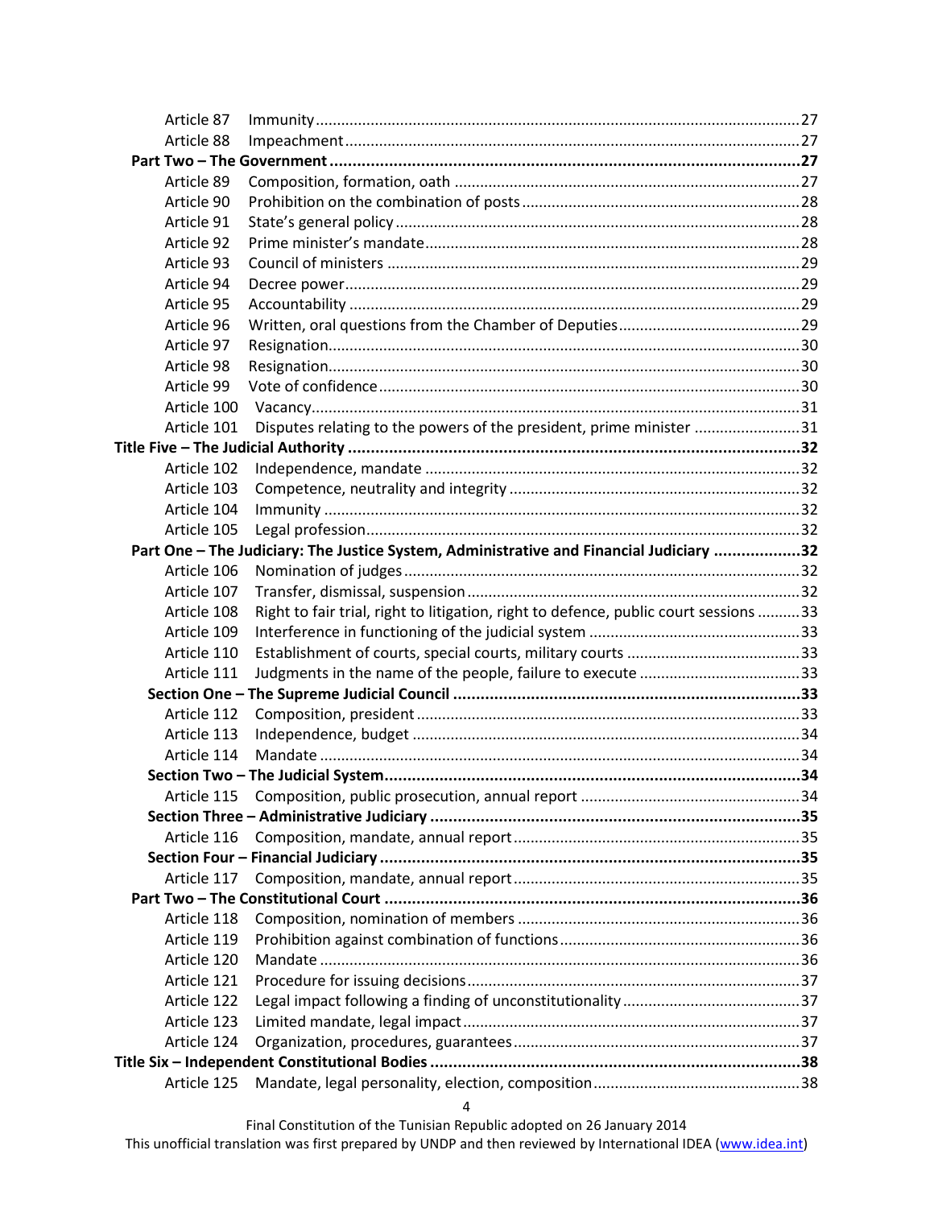Article 87 Immunity ..... 27

Article 88 Impeachment ..... 27

**Part Two – The Government ..... 27**

Article 89 Composition, formation, oath ..... 27

Article 90 Prohibition on the combination of posts ..... 28

Article 91 State's general policy ..... 28

Article 92 Prime minister's mandate ..... 28

Article 93 Council of ministers ..... 29

Article 94 Decree power ..... 29

Article 95 Accountability ..... 29

Article 96 Written, oral questions from the Chamber of Deputies ..... 29

Article 97 Resignation ..... 30

Article 98 Resignation ..... 30

Article 99 Vote of confidence ..... 30

Article 100 Vacancy ..... 31

Article 101 Disputes relating to the powers of the president, prime minister ..... 31

**Title Five – The Judicial Authority ..... 32**

Article 102 Independence, mandate ..... 32

Article 103 Competence, neutrality and integrity ..... 32

Article 104 Immunity ..... 32

Article 105 Legal profession ..... 32

**Part One – The Judiciary: The Justice System, Administrative and Financial Judiciary ..... 32**

Article 106 Nomination of judges ..... 32

Article 107 Transfer, dismissal, suspension ..... 32

Article 108 Right to fair trial, right to litigation, right to defence, public court sessions ..... 33

Article 109 Interference in functioning of the judicial system ..... 33

Article 110 Establishment of courts, special courts, military courts ..... 33

Article 111 Judgments in the name of the people, failure to execute ..... 33

**Section One – The Supreme Judicial Council ..... 33**

Article 112 Composition, president ..... 33

Article 113 Independence, budget ..... 34

Article 114 Mandate ..... 34

**Section Two – The Judicial System ..... 34**

Article 115 Composition, public prosecution, annual report ..... 34

**Section Three – Administrative Judiciary ..... 35**

Article 116 Composition, mandate, annual report ..... 35

**Section Four – Financial Judiciary ..... 35**

Article 117 Composition, mandate, annual report ..... 35

**Part Two – The Constitutional Court ..... 36**

Article 118 Composition, nomination of members ..... 36

Article 119 Prohibition against combination of functions ..... 36

Article 120 Mandate ..... 36

Article 121 Procedure for issuing decisions ..... 37

Article 122 Legal impact following a finding of unconstitutionality ..... 37

Article 123 Limited mandate, legal impact ..... 37

Article 124 Organization, procedures, guarantees ..... 37

**Title Six – Independent Constitutional Bodies ..... 38**

Article 125 Mandate, legal personality, election, composition ..... 38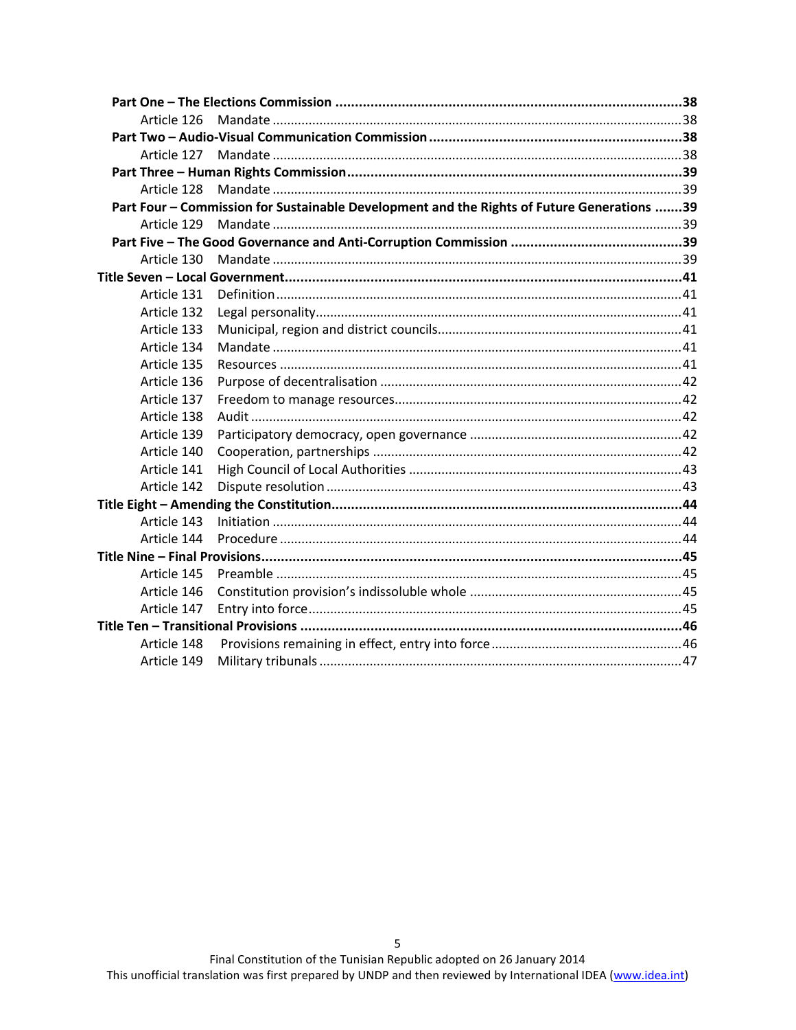**Part One – The Elections Commission ........................................................................................38**

Article 126 Mandate ...................................................................................................38

**Part Two – Audio-Visual Communication Commission ...............................................................38**

Article 127 Mandate ...................................................................................................38

**Part Three – Human Rights Commission.....................................................................................39**

Article 128 Mandate ...................................................................................................39

**Part Four – Commission for Sustainable Development and the Rights of Future Generations .......39**

Article 129 Mandate ...................................................................................................39

**Part Five – The Good Governance and Anti-Corruption Commission ...........................................39**

Article 130 Mandate ...................................................................................................39

**Title Seven – Local Government.....................................................................................................41**

Article 131 Definition...................................................................................................41

Article 132 Legal personality........................................................................................41

Article 133 Municipal, region and district councils.......................................................41

Article 134 Mandate ...................................................................................................41

Article 135 Resources ..................................................................................................41

Article 136 Purpose of decentralisation .......................................................................42

Article 137 Freedom to manage resources...................................................................42

Article 138 Audit ..........................................................................................................42

Article 139 Participatory democracy, open governance ...............................................42

Article 140 Cooperation, partnerships .........................................................................42

Article 141 High Council of Local Authorities ...............................................................43

Article 142 Dispute resolution .....................................................................................43

**Title Eight – Amending the Constitution..........................................................................................44**

Article 143 Initiation ....................................................................................................44

Article 144 Procedure ..................................................................................................44

**Title Nine – Final Provisions...........................................................................................................45**

Article 145 Preamble ...................................................................................................45

Article 146 Constitution provision's indissoluble whole ..............................................45

Article 147 Entry into force..........................................................................................45

**Title Ten – Transitional Provisions .................................................................................................46**

Article 148 Provisions remaining in effect, entry into force ........................................46

Article 149 Military tribunals .......................................................................................47

Final Constitution of the Tunisian Republic adopted on 26 January 2014
This unofficial translation was first prepared by UNDP and then reviewed by International IDEA (www.idea.int)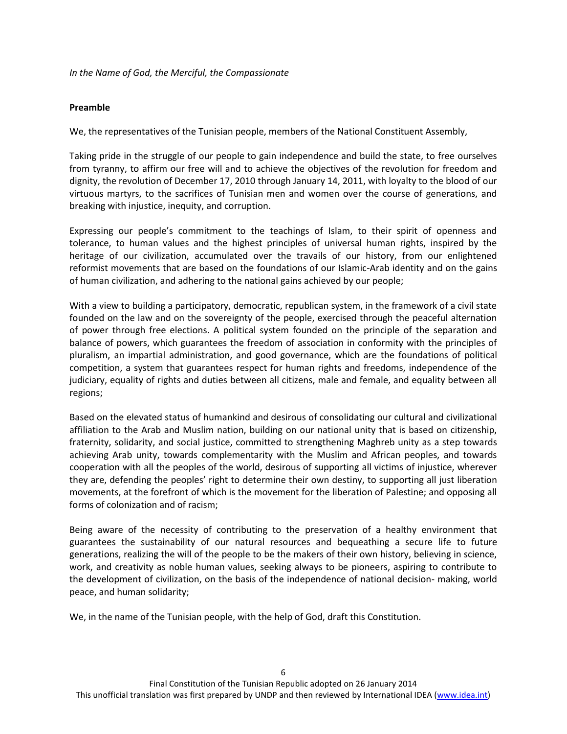*In the Name of God, the Merciful, the Compassionate*

**Preamble**

We, the representatives of the Tunisian people, members of the National Constituent Assembly,

Taking pride in the struggle of our people to gain independence and build the state, to free ourselves from tyranny, to affirm our free will and to achieve the objectives of the revolution for freedom and dignity, the revolution of December 17, 2010 through January 14, 2011, with loyalty to the blood of our virtuous martyrs, to the sacrifices of Tunisian men and women over the course of generations, and breaking with injustice, inequity, and corruption.

Expressing our people's commitment to the teachings of Islam, to their spirit of openness and tolerance, to human values and the highest principles of universal human rights, inspired by the heritage of our civilization, accumulated over the travails of our history, from our enlightened reformist movements that are based on the foundations of our Islamic-Arab identity and on the gains of human civilization, and adhering to the national gains achieved by our people;

With a view to building a participatory, democratic, republican system, in the framework of a civil state founded on the law and on the sovereignty of the people, exercised through the peaceful alternation of power through free elections. A political system founded on the principle of the separation and balance of powers, which guarantees the freedom of association in conformity with the principles of pluralism, an impartial administration, and good governance, which are the foundations of political competition, a system that guarantees respect for human rights and freedoms, independence of the judiciary, equality of rights and duties between all citizens, male and female, and equality between all regions;

Based on the elevated status of humankind and desirous of consolidating our cultural and civilizational affiliation to the Arab and Muslim nation, building on our national unity that is based on citizenship, fraternity, solidarity, and social justice, committed to strengthening Maghreb unity as a step towards achieving Arab unity, towards complementarity with the Muslim and African peoples, and towards cooperation with all the peoples of the world, desirous of supporting all victims of injustice, wherever they are, defending the peoples' right to determine their own destiny, to supporting all just liberation movements, at the forefront of which is the movement for the liberation of Palestine; and opposing all forms of colonization and of racism;

Being aware of the necessity of contributing to the preservation of a healthy environment that guarantees the sustainability of our natural resources and bequeathing a secure life to future generations, realizing the will of the people to be the makers of their own history, believing in science, work, and creativity as noble human values, seeking always to be pioneers, aspiring to contribute to the development of civilization, on the basis of the independence of national decision- making, world peace, and human solidarity;

We, in the name of the Tunisian people, with the help of God, draft this Constitution.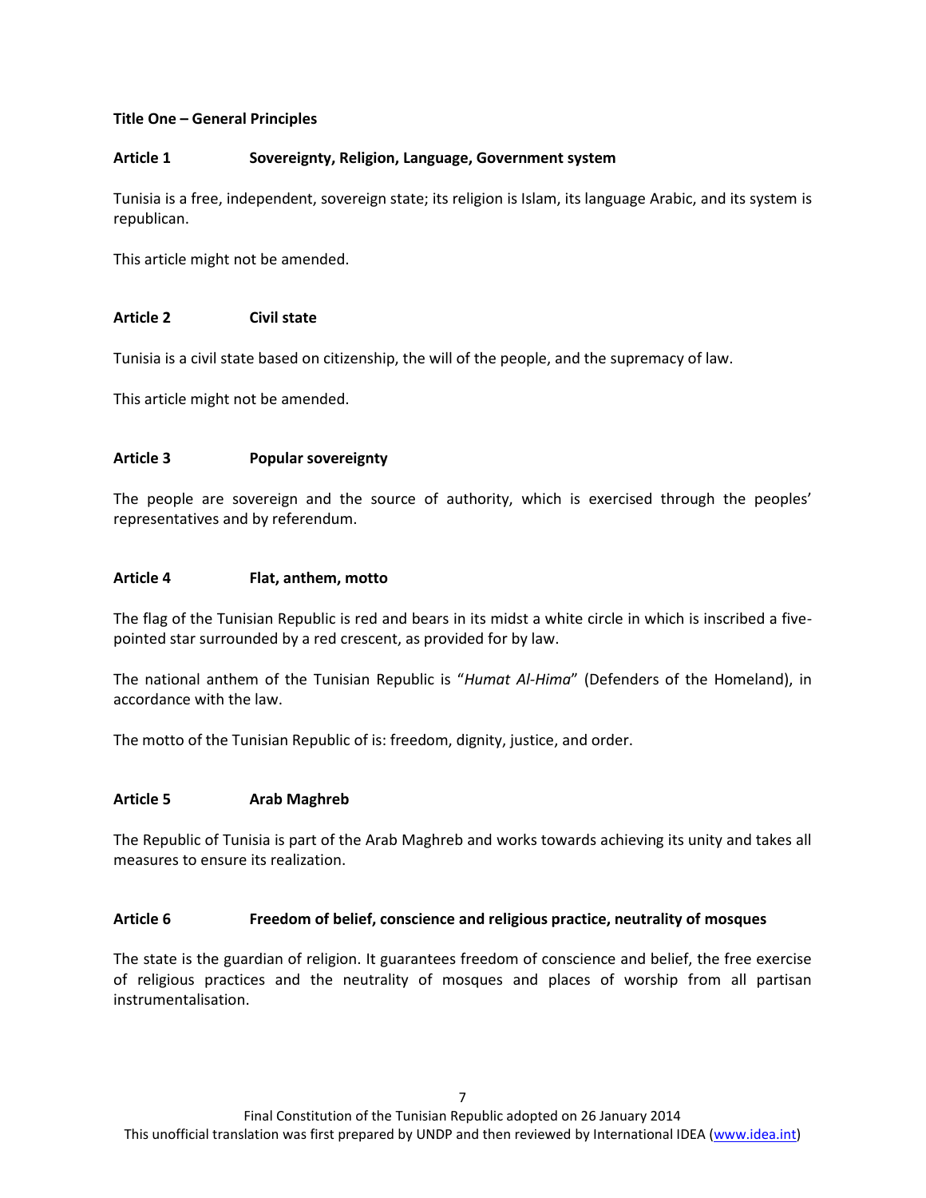## Title One – General Principles

### Article 1 Sovereignty, Religion, Language, Government system

Tunisia is a free, independent, sovereign state; its religion is Islam, its language Arabic, and its system is republican.

This article might not be amended.

### Article 2 Civil state

Tunisia is a civil state based on citizenship, the will of the people, and the supremacy of law.

This article might not be amended.

### Article 3 Popular sovereignty

The people are sovereign and the source of authority, which is exercised through the peoples' representatives and by referendum.

### Article 4 Flat, anthem, motto

The flag of the Tunisian Republic is red and bears in its midst a white circle in which is inscribed a five-pointed star surrounded by a red crescent, as provided for by law.

The national anthem of the Tunisian Republic is "*Humat Al-Hima*" (Defenders of the Homeland), in accordance with the law.

The motto of the Tunisian Republic of is: freedom, dignity, justice, and order.

### Article 5 Arab Maghreb

The Republic of Tunisia is part of the Arab Maghreb and works towards achieving its unity and takes all measures to ensure its realization.

### Article 6 Freedom of belief, conscience and religious practice, neutrality of mosques

The state is the guardian of religion. It guarantees freedom of conscience and belief, the free exercise of religious practices and the neutrality of mosques and places of worship from all partisan instrumentalisation.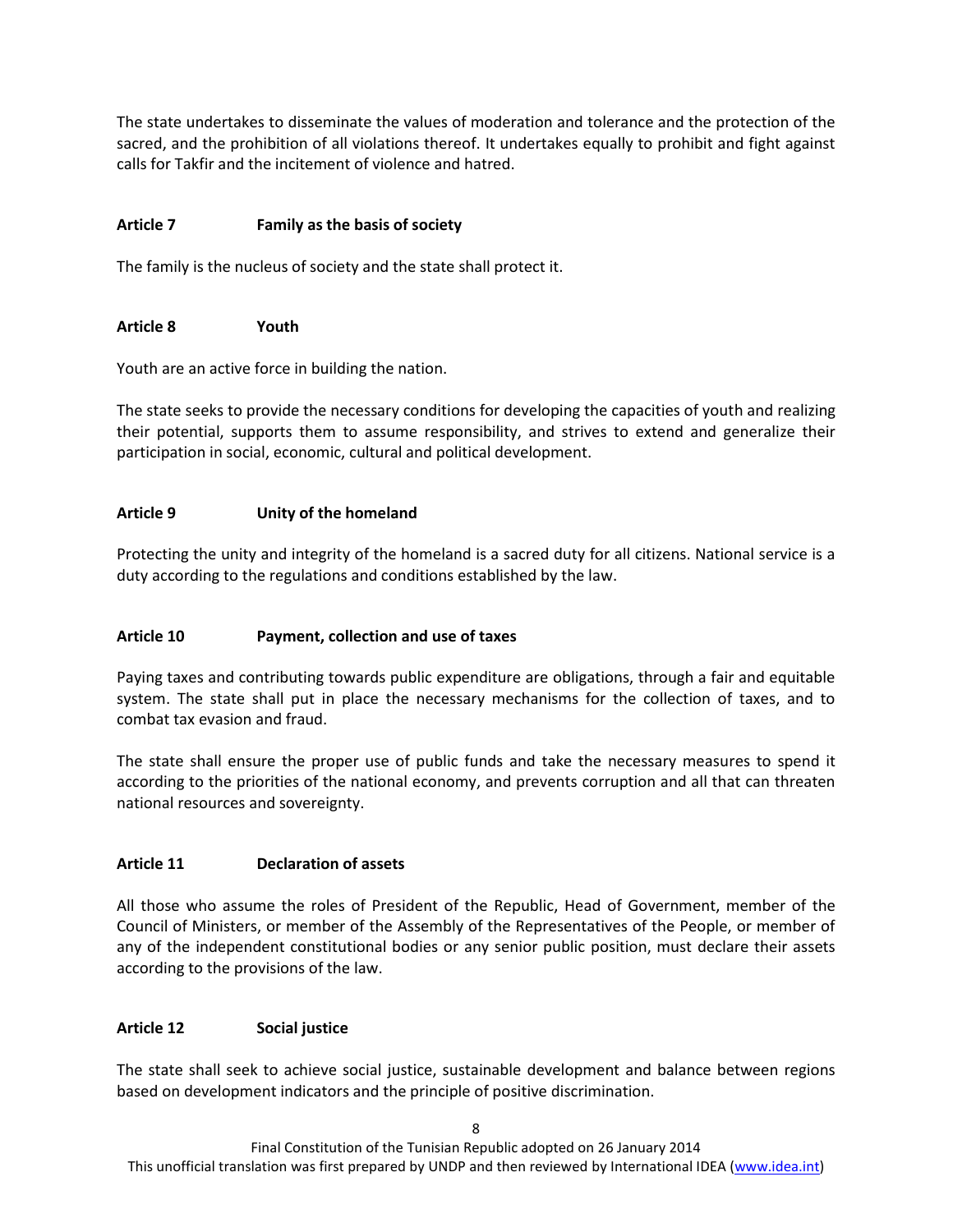The state undertakes to disseminate the values of moderation and tolerance and the protection of the sacred, and the prohibition of all violations thereof. It undertakes equally to prohibit and fight against calls for Takfir and the incitement of violence and hatred.

### Article 7 Family as the basis of society

The family is the nucleus of society and the state shall protect it.

### Article 8 Youth

Youth are an active force in building the nation.

The state seeks to provide the necessary conditions for developing the capacities of youth and realizing their potential, supports them to assume responsibility, and strives to extend and generalize their participation in social, economic, cultural and political development.

### Article 9 Unity of the homeland

Protecting the unity and integrity of the homeland is a sacred duty for all citizens. National service is a duty according to the regulations and conditions established by the law.

### Article 10 Payment, collection and use of taxes

Paying taxes and contributing towards public expenditure are obligations, through a fair and equitable system. The state shall put in place the necessary mechanisms for the collection of taxes, and to combat tax evasion and fraud.

The state shall ensure the proper use of public funds and take the necessary measures to spend it according to the priorities of the national economy, and prevents corruption and all that can threaten national resources and sovereignty.

### Article 11 Declaration of assets

All those who assume the roles of President of the Republic, Head of Government, member of the Council of Ministers, or member of the Assembly of the Representatives of the People, or member of any of the independent constitutional bodies or any senior public position, must declare their assets according to the provisions of the law.

### Article 12 Social justice

The state shall seek to achieve social justice, sustainable development and balance between regions based on development indicators and the principle of positive discrimination.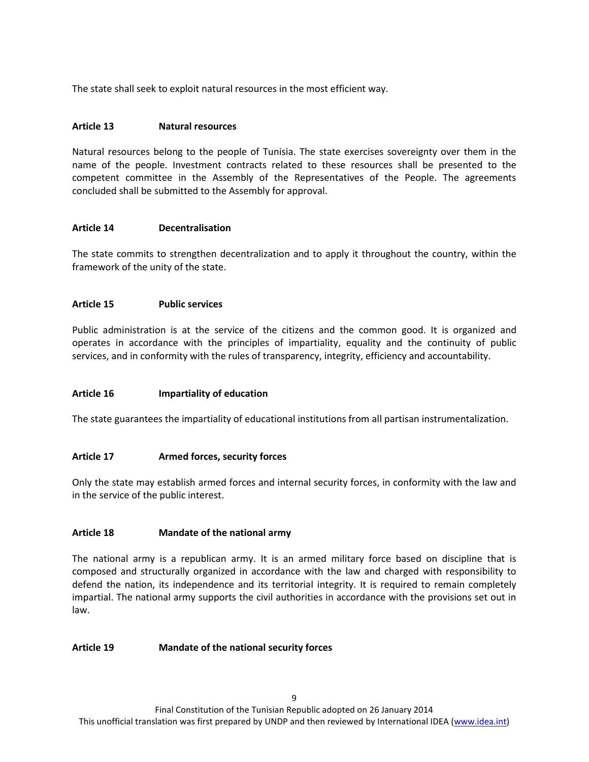The state shall seek to exploit natural resources in the most efficient way.

### Article 13 Natural resources

Natural resources belong to the people of Tunisia. The state exercises sovereignty over them in the name of the people. Investment contracts related to these resources shall be presented to the competent committee in the Assembly of the Representatives of the People. The agreements concluded shall be submitted to the Assembly for approval.

### Article 14 Decentralisation

The state commits to strengthen decentralization and to apply it throughout the country, within the framework of the unity of the state.

### Article 15 Public services

Public administration is at the service of the citizens and the common good. It is organized and operates in accordance with the principles of impartiality, equality and the continuity of public services, and in conformity with the rules of transparency, integrity, efficiency and accountability.

### Article 16 Impartiality of education

The state guarantees the impartiality of educational institutions from all partisan instrumentalization.

### Article 17 Armed forces, security forces

Only the state may establish armed forces and internal security forces, in conformity with the law and in the service of the public interest.

### Article 18 Mandate of the national army

The national army is a republican army. It is an armed military force based on discipline that is composed and structurally organized in accordance with the law and charged with responsibility to defend the nation, its independence and its territorial integrity. It is required to remain completely impartial. The national army supports the civil authorities in accordance with the provisions set out in law.

### Article 19 Mandate of the national security forces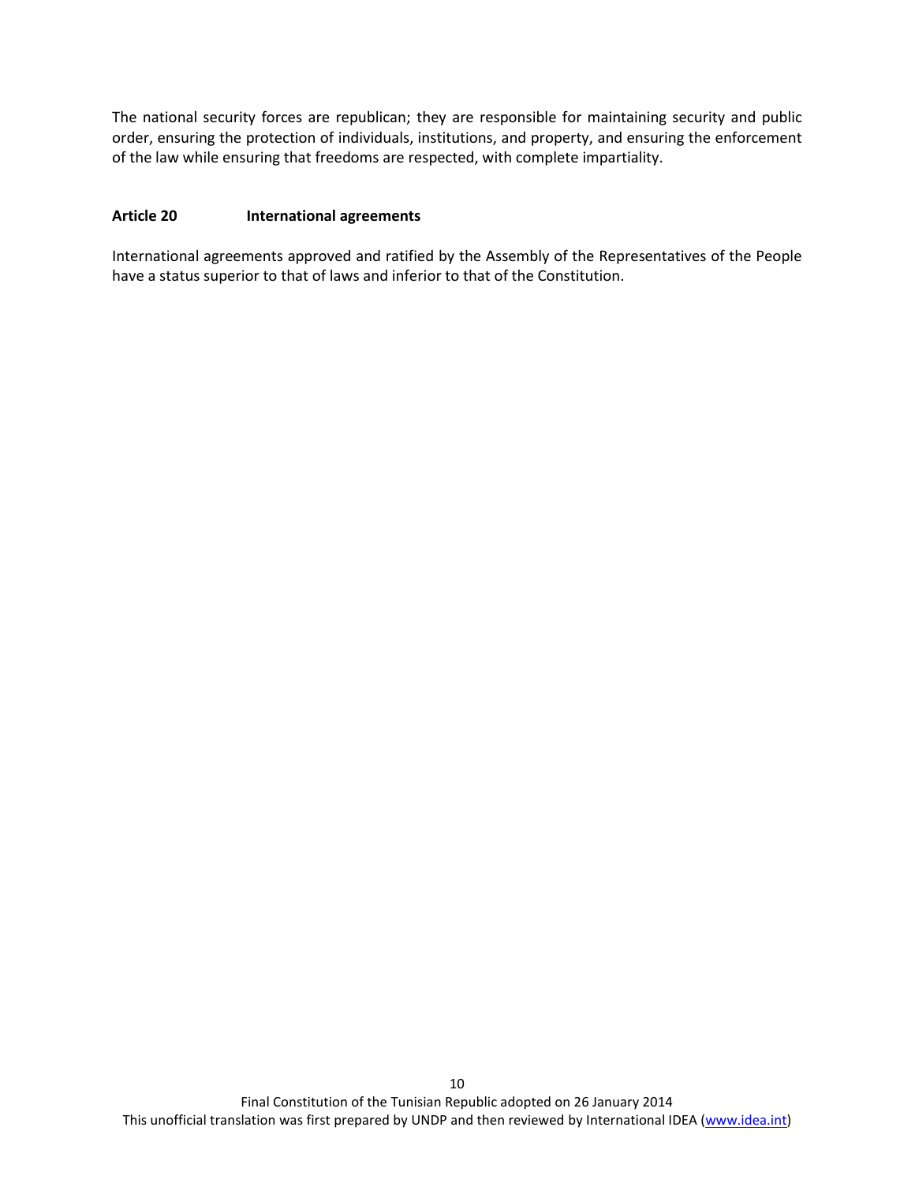The national security forces are republican; they are responsible for maintaining security and public order, ensuring the protection of individuals, institutions, and property, and ensuring the enforcement of the law while ensuring that freedoms are respected, with complete impartiality.

#### Article 20 International agreements

International agreements approved and ratified by the Assembly of the Representatives of the People have a status superior to that of laws and inferior to that of the Constitution.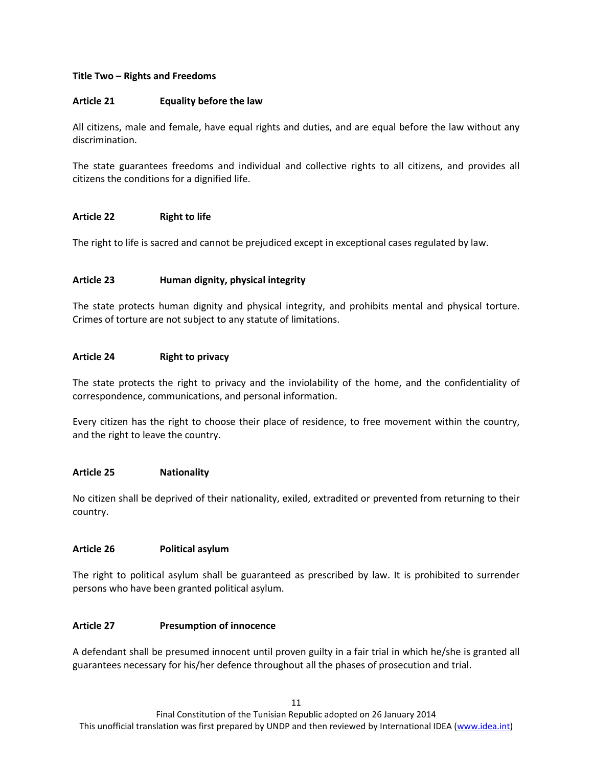## Title Two – Rights and Freedoms

### Article 21 Equality before the law

All citizens, male and female, have equal rights and duties, and are equal before the law without any discrimination.

The state guarantees freedoms and individual and collective rights to all citizens, and provides all citizens the conditions for a dignified life.

### Article 22 Right to life

The right to life is sacred and cannot be prejudiced except in exceptional cases regulated by law.

### Article 23 Human dignity, physical integrity

The state protects human dignity and physical integrity, and prohibits mental and physical torture. Crimes of torture are not subject to any statute of limitations.

### Article 24 Right to privacy

The state protects the right to privacy and the inviolability of the home, and the confidentiality of correspondence, communications, and personal information.

Every citizen has the right to choose their place of residence, to free movement within the country, and the right to leave the country.

### Article 25 Nationality

No citizen shall be deprived of their nationality, exiled, extradited or prevented from returning to their country.

### Article 26 Political asylum

The right to political asylum shall be guaranteed as prescribed by law. It is prohibited to surrender persons who have been granted political asylum.

### Article 27 Presumption of innocence

A defendant shall be presumed innocent until proven guilty in a fair trial in which he/she is granted all guarantees necessary for his/her defence throughout all the phases of prosecution and trial.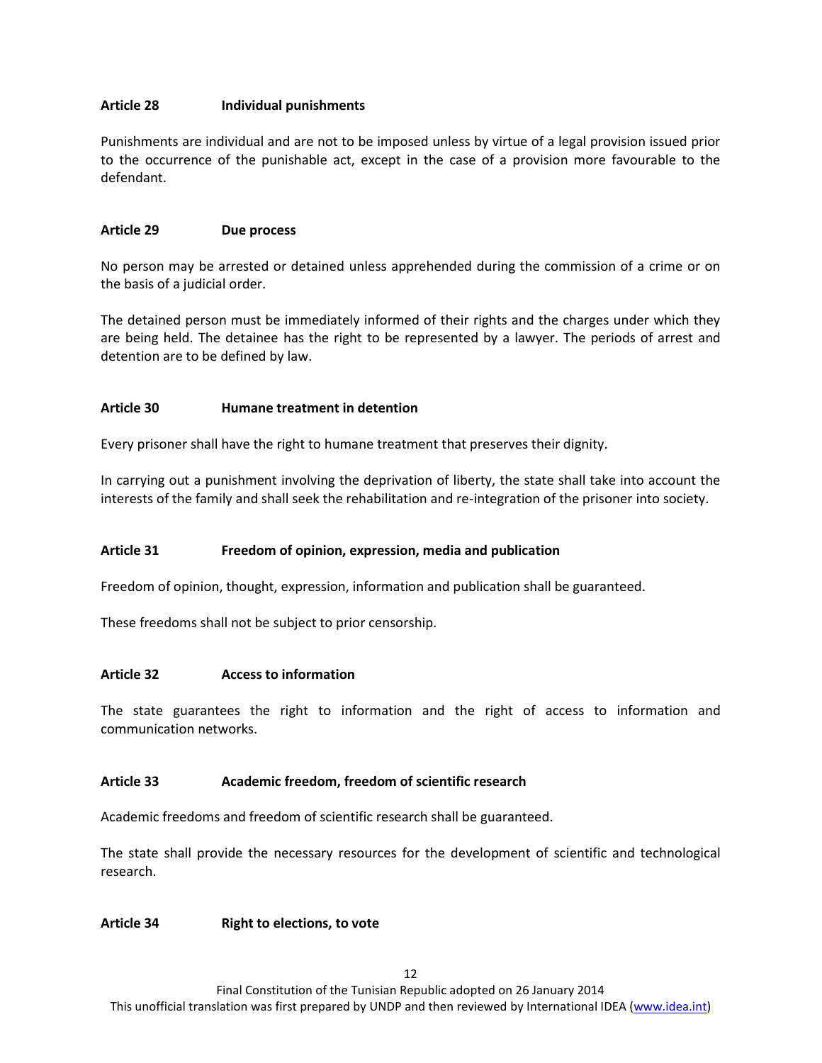### Article 28 Individual punishments

Punishments are individual and are not to be imposed unless by virtue of a legal provision issued prior to the occurrence of the punishable act, except in the case of a provision more favourable to the defendant.

### Article 29 Due process

No person may be arrested or detained unless apprehended during the commission of a crime or on the basis of a judicial order.

The detained person must be immediately informed of their rights and the charges under which they are being held. The detainee has the right to be represented by a lawyer. The periods of arrest and detention are to be defined by law.

### Article 30 Humane treatment in detention

Every prisoner shall have the right to humane treatment that preserves their dignity.

In carrying out a punishment involving the deprivation of liberty, the state shall take into account the interests of the family and shall seek the rehabilitation and re-integration of the prisoner into society.

### Article 31 Freedom of opinion, expression, media and publication

Freedom of opinion, thought, expression, information and publication shall be guaranteed.

These freedoms shall not be subject to prior censorship.

### Article 32 Access to information

The state guarantees the right to information and the right of access to information and communication networks.

### Article 33 Academic freedom, freedom of scientific research

Academic freedoms and freedom of scientific research shall be guaranteed.

The state shall provide the necessary resources for the development of scientific and technological research.

### Article 34 Right to elections, to vote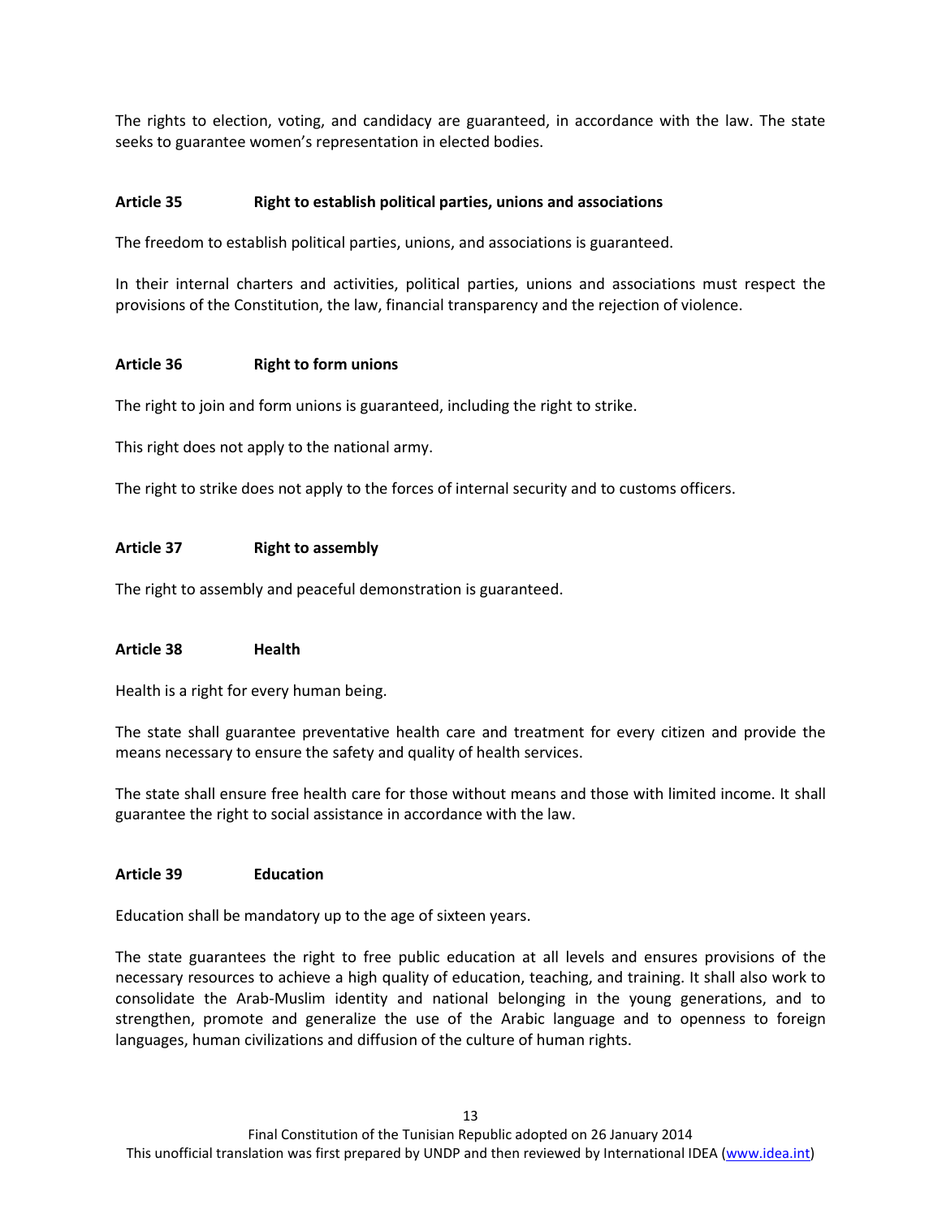The rights to election, voting, and candidacy are guaranteed, in accordance with the law. The state seeks to guarantee women's representation in elected bodies.

### Article 35 Right to establish political parties, unions and associations

The freedom to establish political parties, unions, and associations is guaranteed.

In their internal charters and activities, political parties, unions and associations must respect the provisions of the Constitution, the law, financial transparency and the rejection of violence.

### Article 36 Right to form unions

The right to join and form unions is guaranteed, including the right to strike.

This right does not apply to the national army.

The right to strike does not apply to the forces of internal security and to customs officers.

### Article 37 Right to assembly

The right to assembly and peaceful demonstration is guaranteed.

### Article 38 Health

Health is a right for every human being.

The state shall guarantee preventative health care and treatment for every citizen and provide the means necessary to ensure the safety and quality of health services.

The state shall ensure free health care for those without means and those with limited income. It shall guarantee the right to social assistance in accordance with the law.

### Article 39 Education

Education shall be mandatory up to the age of sixteen years.

The state guarantees the right to free public education at all levels and ensures provisions of the necessary resources to achieve a high quality of education, teaching, and training. It shall also work to consolidate the Arab-Muslim identity and national belonging in the young generations, and to strengthen, promote and generalize the use of the Arabic language and to openness to foreign languages, human civilizations and diffusion of the culture of human rights.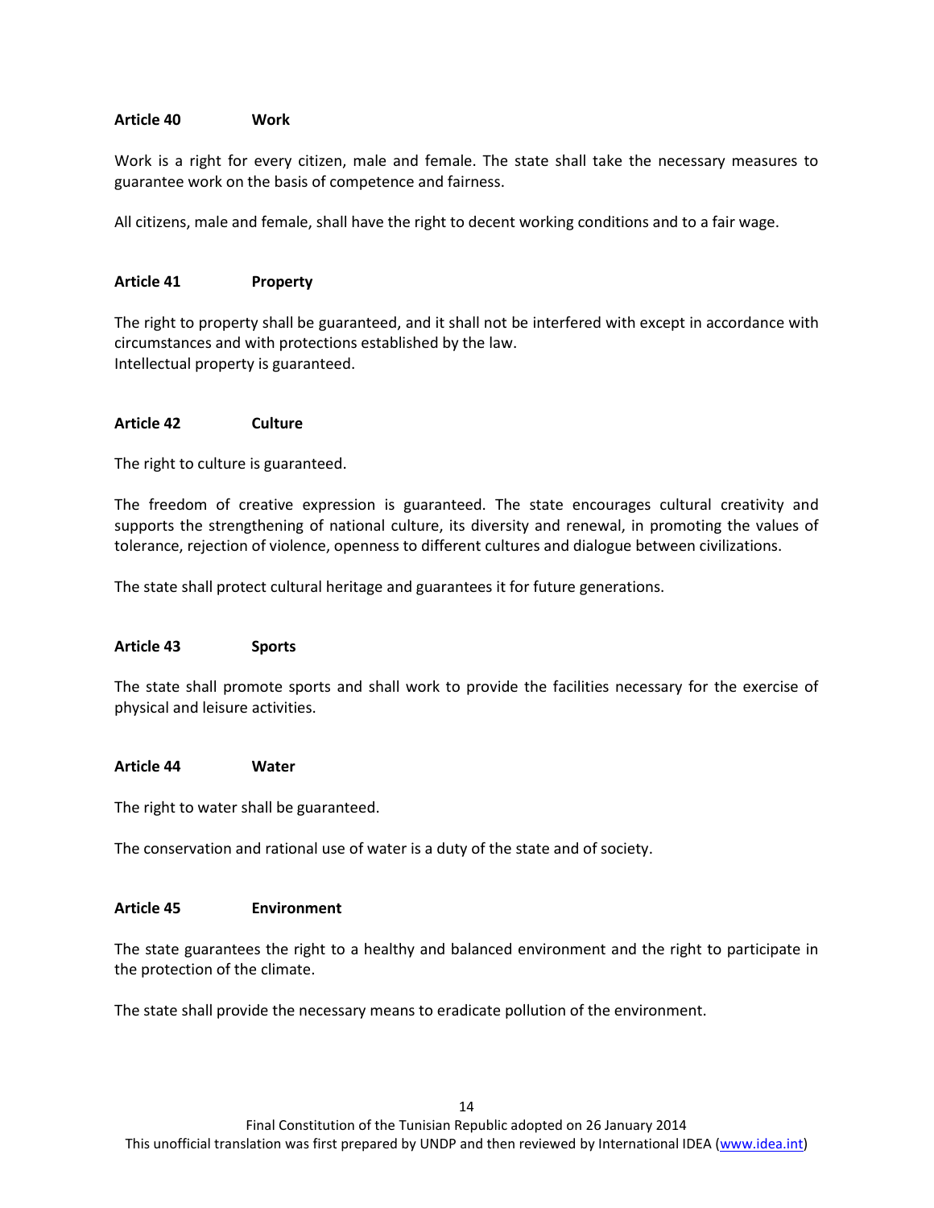### Article 40 Work

Work is a right for every citizen, male and female. The state shall take the necessary measures to guarantee work on the basis of competence and fairness.

All citizens, male and female, shall have the right to decent working conditions and to a fair wage.

### Article 41 Property

The right to property shall be guaranteed, and it shall not be interfered with except in accordance with circumstances and with protections established by the law.
Intellectual property is guaranteed.

### Article 42 Culture

The right to culture is guaranteed.

The freedom of creative expression is guaranteed. The state encourages cultural creativity and supports the strengthening of national culture, its diversity and renewal, in promoting the values of tolerance, rejection of violence, openness to different cultures and dialogue between civilizations.

The state shall protect cultural heritage and guarantees it for future generations.

### Article 43 Sports

The state shall promote sports and shall work to provide the facilities necessary for the exercise of physical and leisure activities.

### Article 44 Water

The right to water shall be guaranteed.

The conservation and rational use of water is a duty of the state and of society.

### Article 45 Environment

The state guarantees the right to a healthy and balanced environment and the right to participate in the protection of the climate.

The state shall provide the necessary means to eradicate pollution of the environment.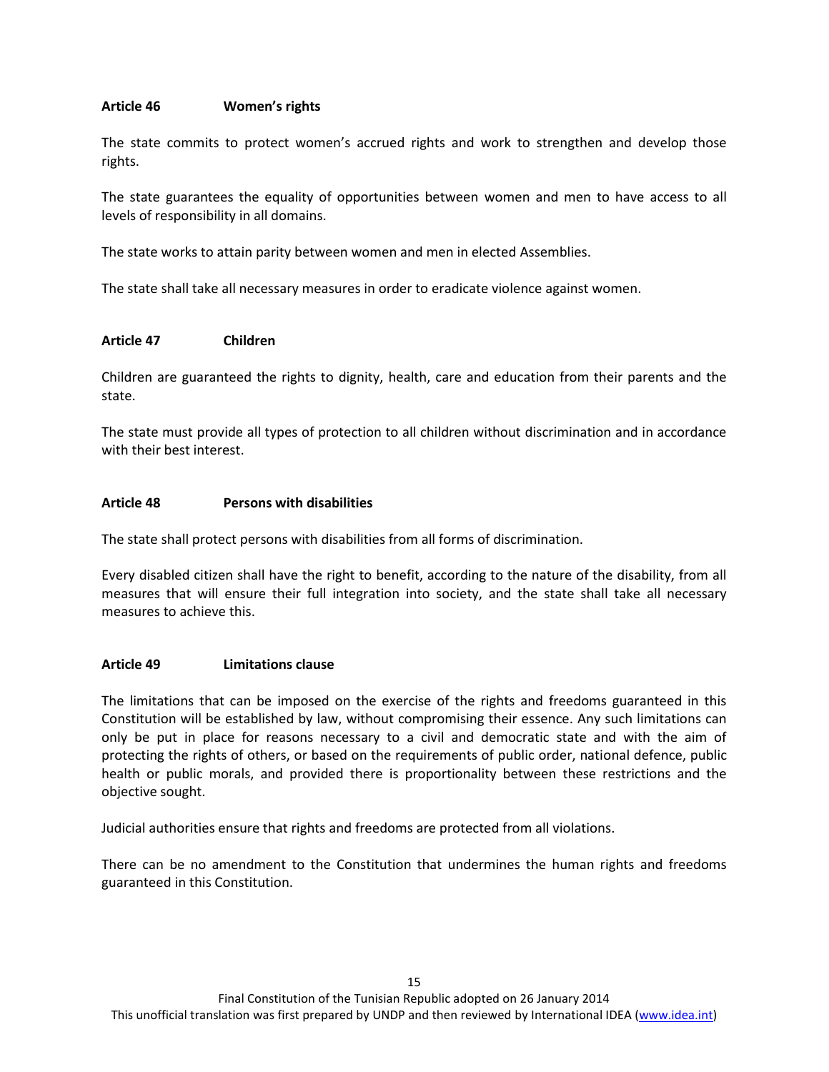#### Article 46 Women's rights

The state commits to protect women's accrued rights and work to strengthen and develop those rights.

The state guarantees the equality of opportunities between women and men to have access to all levels of responsibility in all domains.

The state works to attain parity between women and men in elected Assemblies.

The state shall take all necessary measures in order to eradicate violence against women.

#### Article 47 Children

Children are guaranteed the rights to dignity, health, care and education from their parents and the state.

The state must provide all types of protection to all children without discrimination and in accordance with their best interest.

#### Article 48 Persons with disabilities

The state shall protect persons with disabilities from all forms of discrimination.

Every disabled citizen shall have the right to benefit, according to the nature of the disability, from all measures that will ensure their full integration into society, and the state shall take all necessary measures to achieve this.

#### Article 49 Limitations clause

The limitations that can be imposed on the exercise of the rights and freedoms guaranteed in this Constitution will be established by law, without compromising their essence. Any such limitations can only be put in place for reasons necessary to a civil and democratic state and with the aim of protecting the rights of others, or based on the requirements of public order, national defence, public health or public morals, and provided there is proportionality between these restrictions and the objective sought.

Judicial authorities ensure that rights and freedoms are protected from all violations.

There can be no amendment to the Constitution that undermines the human rights and freedoms guaranteed in this Constitution.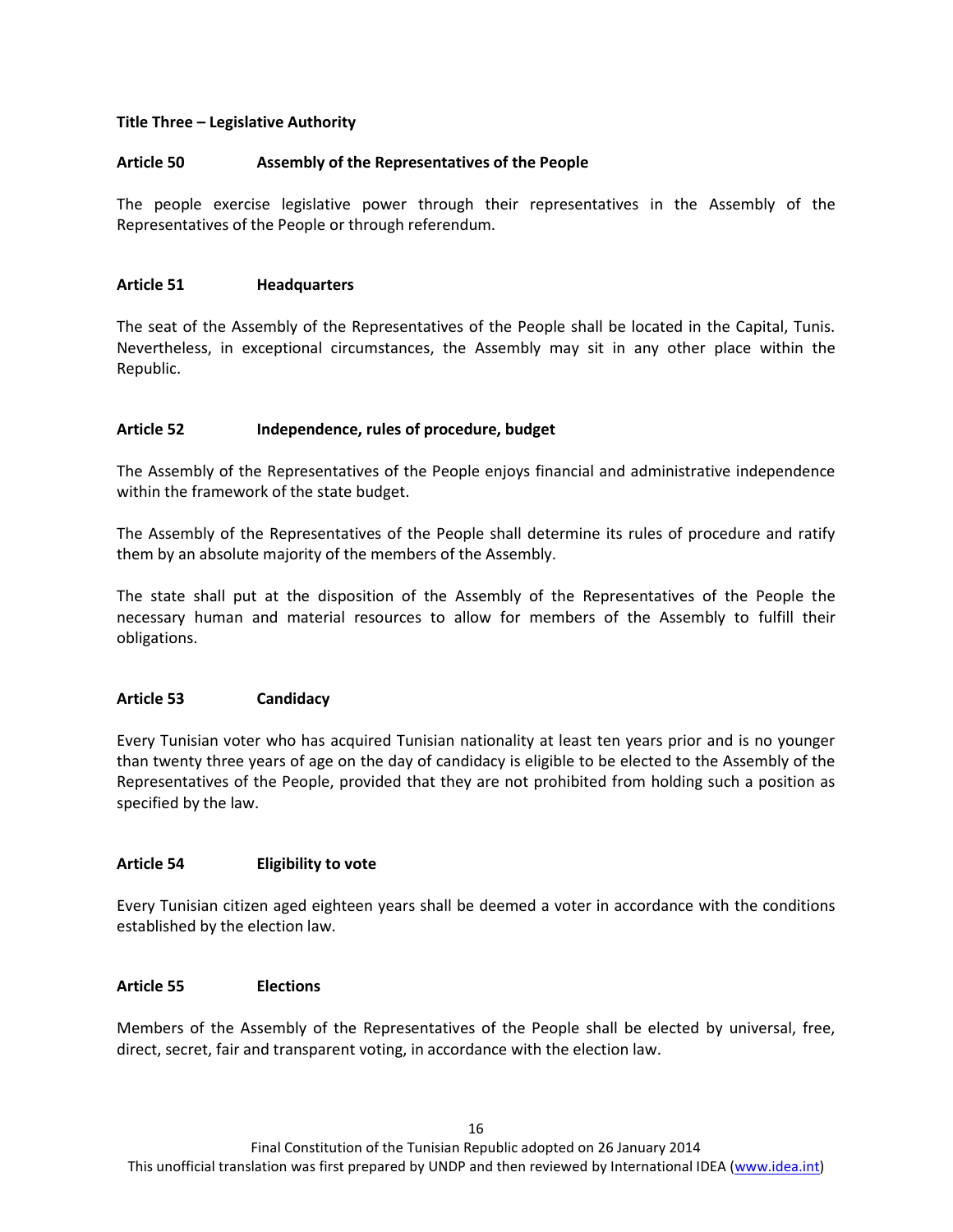## Title Three – Legislative Authority

### Article 50 Assembly of the Representatives of the People

The people exercise legislative power through their representatives in the Assembly of the Representatives of the People or through referendum.

### Article 51 Headquarters

The seat of the Assembly of the Representatives of the People shall be located in the Capital, Tunis. Nevertheless, in exceptional circumstances, the Assembly may sit in any other place within the Republic.

### Article 52 Independence, rules of procedure, budget

The Assembly of the Representatives of the People enjoys financial and administrative independence within the framework of the state budget.

The Assembly of the Representatives of the People shall determine its rules of procedure and ratify them by an absolute majority of the members of the Assembly.

The state shall put at the disposition of the Assembly of the Representatives of the People the necessary human and material resources to allow for members of the Assembly to fulfill their obligations.

### Article 53 Candidacy

Every Tunisian voter who has acquired Tunisian nationality at least ten years prior and is no younger than twenty three years of age on the day of candidacy is eligible to be elected to the Assembly of the Representatives of the People, provided that they are not prohibited from holding such a position as specified by the law.

### Article 54 Eligibility to vote

Every Tunisian citizen aged eighteen years shall be deemed a voter in accordance with the conditions established by the election law.

### Article 55 Elections

Members of the Assembly of the Representatives of the People shall be elected by universal, free, direct, secret, fair and transparent voting, in accordance with the election law.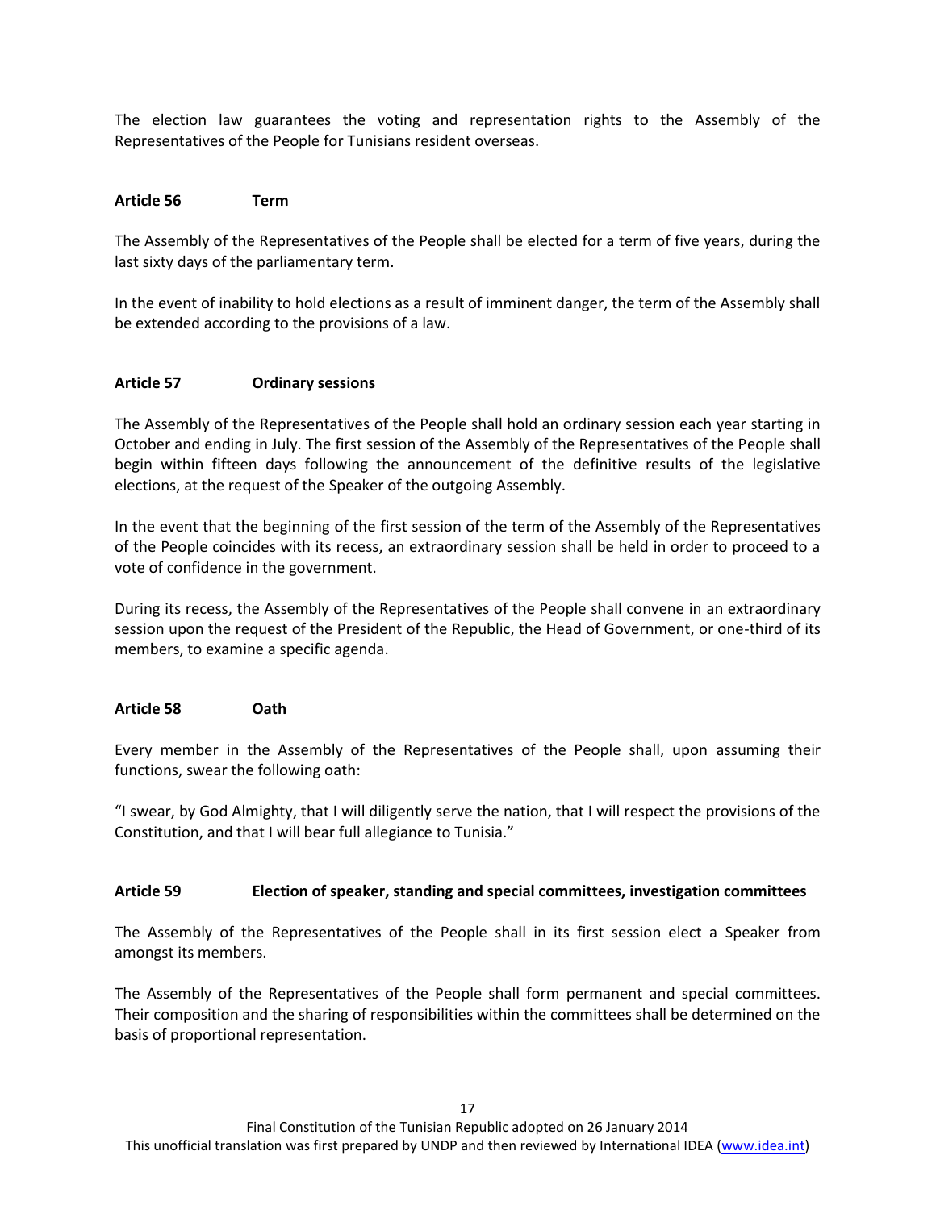The election law guarantees the voting and representation rights to the Assembly of the Representatives of the People for Tunisians resident overseas.

**Article 56 Term**

The Assembly of the Representatives of the People shall be elected for a term of five years, during the last sixty days of the parliamentary term.

In the event of inability to hold elections as a result of imminent danger, the term of the Assembly shall be extended according to the provisions of a law.

**Article 57 Ordinary sessions**

The Assembly of the Representatives of the People shall hold an ordinary session each year starting in October and ending in July. The first session of the Assembly of the Representatives of the People shall begin within fifteen days following the announcement of the definitive results of the legislative elections, at the request of the Speaker of the outgoing Assembly.

In the event that the beginning of the first session of the term of the Assembly of the Representatives of the People coincides with its recess, an extraordinary session shall be held in order to proceed to a vote of confidence in the government.

During its recess, the Assembly of the Representatives of the People shall convene in an extraordinary session upon the request of the President of the Republic, the Head of Government, or one-third of its members, to examine a specific agenda.

**Article 58 Oath**

Every member in the Assembly of the Representatives of the People shall, upon assuming their functions, swear the following oath:

"I swear, by God Almighty, that I will diligently serve the nation, that I will respect the provisions of the Constitution, and that I will bear full allegiance to Tunisia."

**Article 59 Election of speaker, standing and special committees, investigation committees**

The Assembly of the Representatives of the People shall in its first session elect a Speaker from amongst its members.

The Assembly of the Representatives of the People shall form permanent and special committees. Their composition and the sharing of responsibilities within the committees shall be determined on the basis of proportional representation.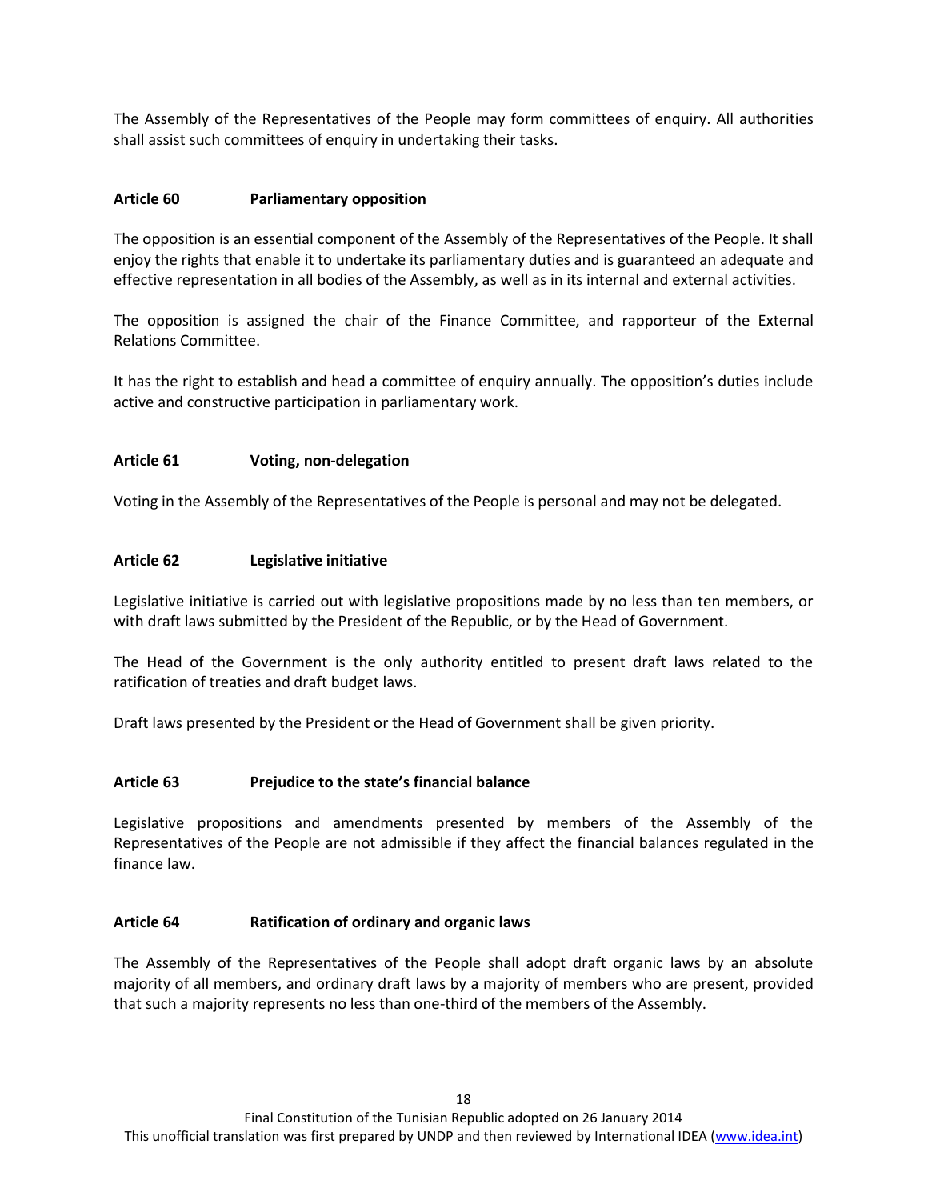The Assembly of the Representatives of the People may form committees of enquiry. All authorities shall assist such committees of enquiry in undertaking their tasks.

#### Article 60 Parliamentary opposition

The opposition is an essential component of the Assembly of the Representatives of the People. It shall enjoy the rights that enable it to undertake its parliamentary duties and is guaranteed an adequate and effective representation in all bodies of the Assembly, as well as in its internal and external activities.

The opposition is assigned the chair of the Finance Committee, and rapporteur of the External Relations Committee.

It has the right to establish and head a committee of enquiry annually. The opposition's duties include active and constructive participation in parliamentary work.

#### Article 61 Voting, non-delegation

Voting in the Assembly of the Representatives of the People is personal and may not be delegated.

#### Article 62 Legislative initiative

Legislative initiative is carried out with legislative propositions made by no less than ten members, or with draft laws submitted by the President of the Republic, or by the Head of Government.

The Head of the Government is the only authority entitled to present draft laws related to the ratification of treaties and draft budget laws.

Draft laws presented by the President or the Head of Government shall be given priority.

#### Article 63 Prejudice to the state's financial balance

Legislative propositions and amendments presented by members of the Assembly of the Representatives of the People are not admissible if they affect the financial balances regulated in the finance law.

#### Article 64 Ratification of ordinary and organic laws

The Assembly of the Representatives of the People shall adopt draft organic laws by an absolute majority of all members, and ordinary draft laws by a majority of members who are present, provided that such a majority represents no less than one-third of the members of the Assembly.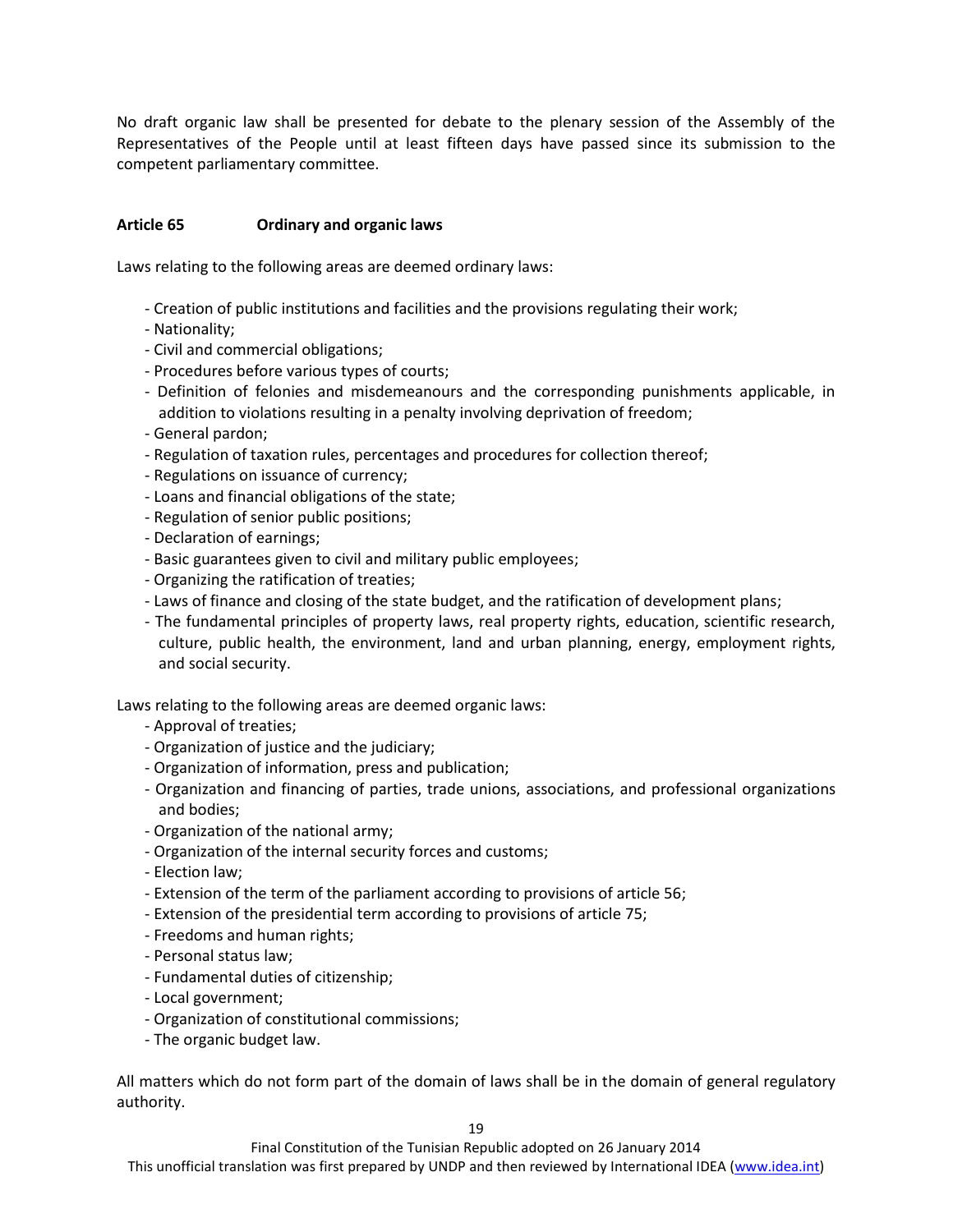No draft organic law shall be presented for debate to the plenary session of the Assembly of the Representatives of the People until at least fifteen days have passed since its submission to the competent parliamentary committee.

### Article 65 Ordinary and organic laws

Laws relating to the following areas are deemed ordinary laws:

- Creation of public institutions and facilities and the provisions regulating their work;
- Nationality;
- Civil and commercial obligations;
- Procedures before various types of courts;
- Definition of felonies and misdemeanours and the corresponding punishments applicable, in addition to violations resulting in a penalty involving deprivation of freedom;
- General pardon;
- Regulation of taxation rules, percentages and procedures for collection thereof;
- Regulations on issuance of currency;
- Loans and financial obligations of the state;
- Regulation of senior public positions;
- Declaration of earnings;
- Basic guarantees given to civil and military public employees;
- Organizing the ratification of treaties;
- Laws of finance and closing of the state budget, and the ratification of development plans;
- The fundamental principles of property laws, real property rights, education, scientific research, culture, public health, the environment, land and urban planning, energy, employment rights, and social security.

Laws relating to the following areas are deemed organic laws:

- Approval of treaties;
- Organization of justice and the judiciary;
- Organization of information, press and publication;
- Organization and financing of parties, trade unions, associations, and professional organizations and bodies;
- Organization of the national army;
- Organization of the internal security forces and customs;
- Election law;
- Extension of the term of the parliament according to provisions of article 56;
- Extension of the presidential term according to provisions of article 75;
- Freedoms and human rights;
- Personal status law;
- Fundamental duties of citizenship;
- Local government;
- Organization of constitutional commissions;
- The organic budget law.

All matters which do not form part of the domain of laws shall be in the domain of general regulatory authority.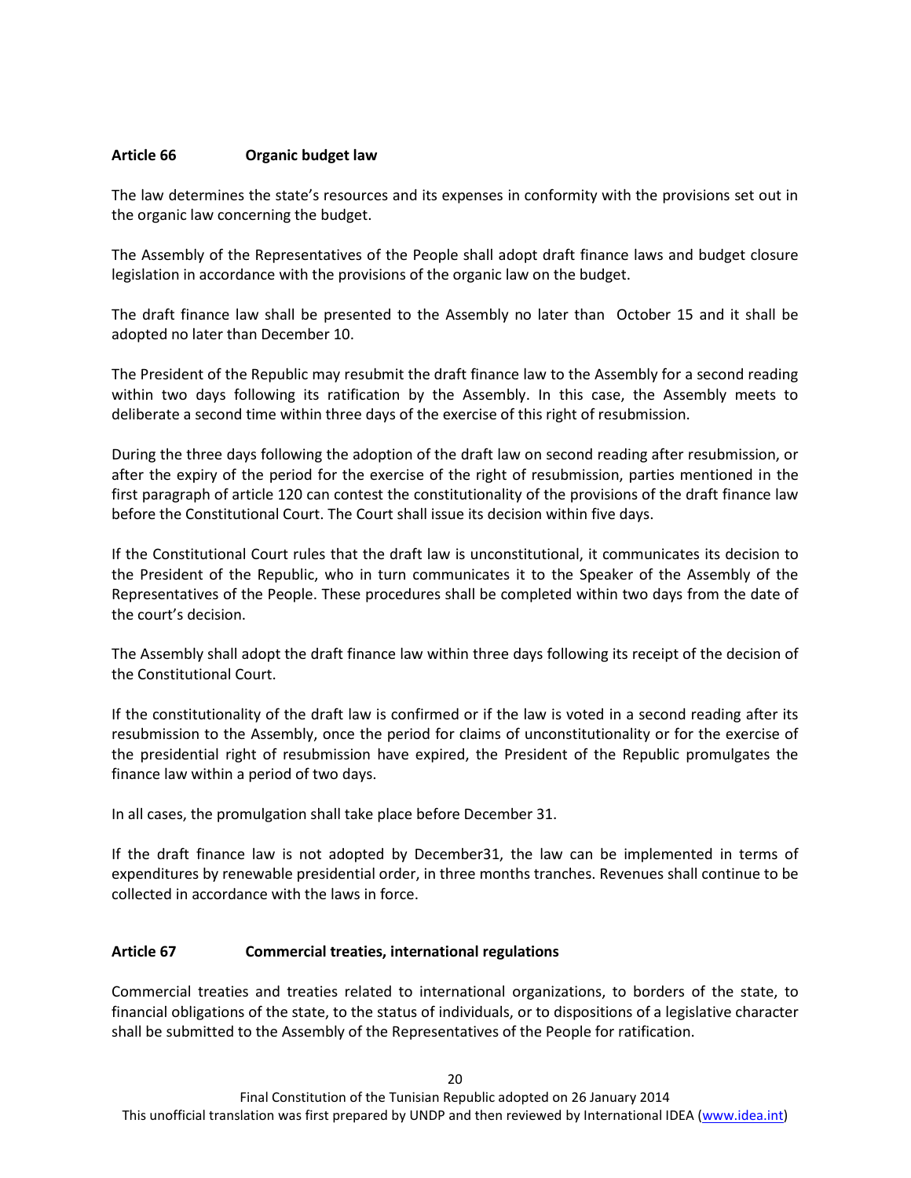### Article 66 Organic budget law

The law determines the state's resources and its expenses in conformity with the provisions set out in the organic law concerning the budget.

The Assembly of the Representatives of the People shall adopt draft finance laws and budget closure legislation in accordance with the provisions of the organic law on the budget.

The draft finance law shall be presented to the Assembly no later than October 15 and it shall be adopted no later than December 10.

The President of the Republic may resubmit the draft finance law to the Assembly for a second reading within two days following its ratification by the Assembly. In this case, the Assembly meets to deliberate a second time within three days of the exercise of this right of resubmission.

During the three days following the adoption of the draft law on second reading after resubmission, or after the expiry of the period for the exercise of the right of resubmission, parties mentioned in the first paragraph of article 120 can contest the constitutionality of the provisions of the draft finance law before the Constitutional Court. The Court shall issue its decision within five days.

If the Constitutional Court rules that the draft law is unconstitutional, it communicates its decision to the President of the Republic, who in turn communicates it to the Speaker of the Assembly of the Representatives of the People. These procedures shall be completed within two days from the date of the court's decision.

The Assembly shall adopt the draft finance law within three days following its receipt of the decision of the Constitutional Court.

If the constitutionality of the draft law is confirmed or if the law is voted in a second reading after its resubmission to the Assembly, once the period for claims of unconstitutionality or for the exercise of the presidential right of resubmission have expired, the President of the Republic promulgates the finance law within a period of two days.

In all cases, the promulgation shall take place before December 31.

If the draft finance law is not adopted by December31, the law can be implemented in terms of expenditures by renewable presidential order, in three months tranches. Revenues shall continue to be collected in accordance with the laws in force.

### Article 67 Commercial treaties, international regulations

Commercial treaties and treaties related to international organizations, to borders of the state, to financial obligations of the state, to the status of individuals, or to dispositions of a legislative character shall be submitted to the Assembly of the Representatives of the People for ratification.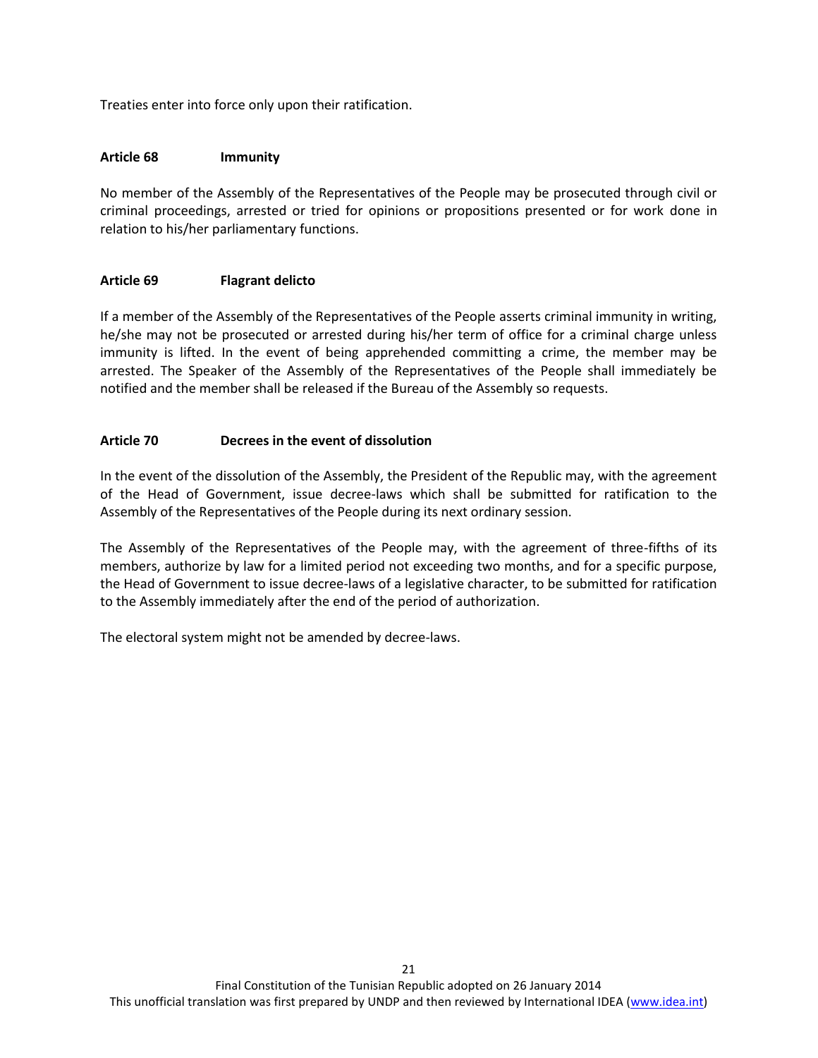Treaties enter into force only upon their ratification.

**Article 68 Immunity**

No member of the Assembly of the Representatives of the People may be prosecuted through civil or criminal proceedings, arrested or tried for opinions or propositions presented or for work done in relation to his/her parliamentary functions.

**Article 69 Flagrant delicto**

If a member of the Assembly of the Representatives of the People asserts criminal immunity in writing, he/she may not be prosecuted or arrested during his/her term of office for a criminal charge unless immunity is lifted. In the event of being apprehended committing a crime, the member may be arrested. The Speaker of the Assembly of the Representatives of the People shall immediately be notified and the member shall be released if the Bureau of the Assembly so requests.

**Article 70 Decrees in the event of dissolution**

In the event of the dissolution of the Assembly, the President of the Republic may, with the agreement of the Head of Government, issue decree-laws which shall be submitted for ratification to the Assembly of the Representatives of the People during its next ordinary session.

The Assembly of the Representatives of the People may, with the agreement of three-fifths of its members, authorize by law for a limited period not exceeding two months, and for a specific purpose, the Head of Government to issue decree-laws of a legislative character, to be submitted for ratification to the Assembly immediately after the end of the period of authorization.

The electoral system might not be amended by decree-laws.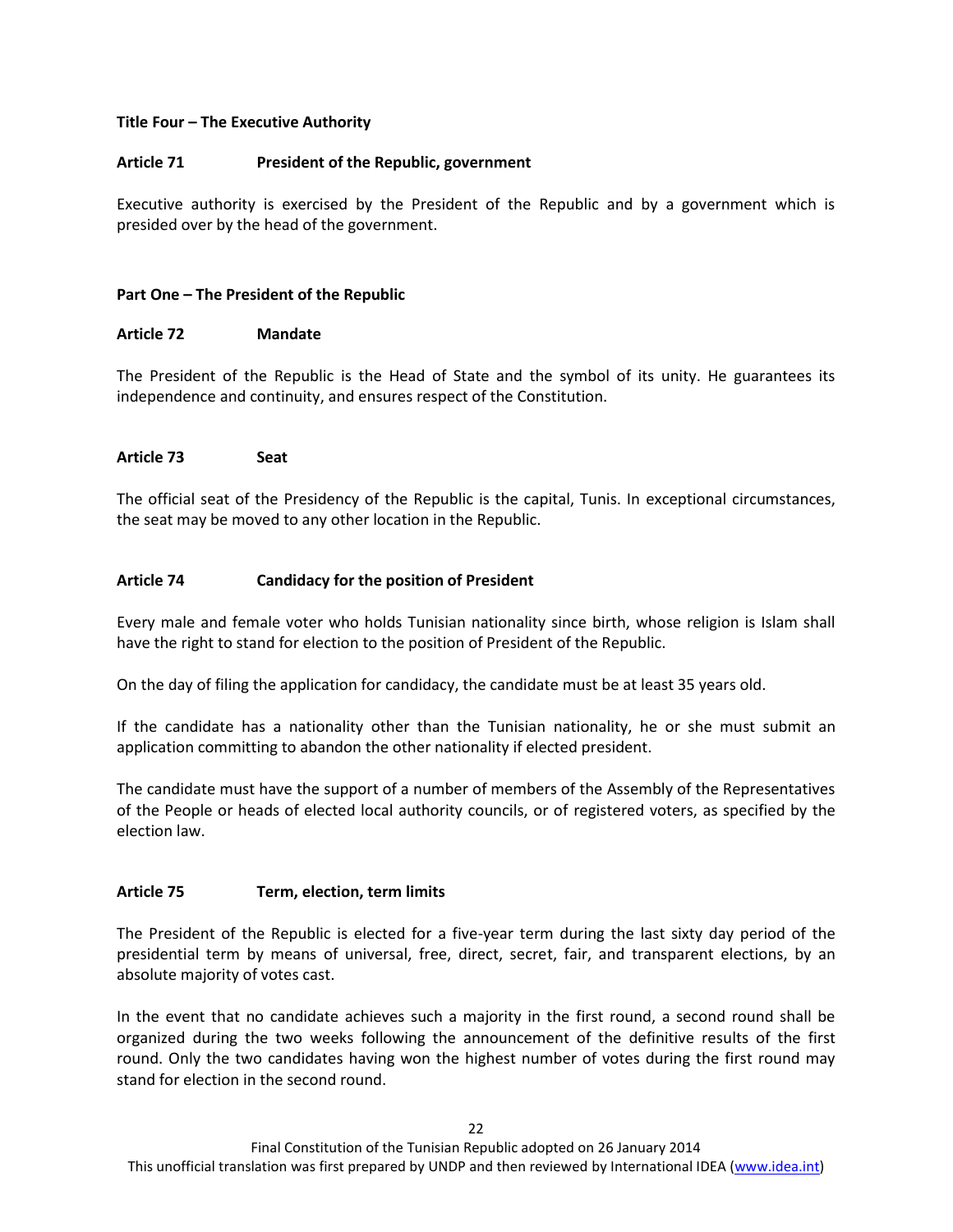**Title Four – The Executive Authority**

**Article 71 President of the Republic, government**

Executive authority is exercised by the President of the Republic and by a government which is presided over by the head of the government.

**Part One – The President of the Republic**

**Article 72 Mandate**

The President of the Republic is the Head of State and the symbol of its unity. He guarantees its independence and continuity, and ensures respect of the Constitution.

**Article 73 Seat**

The official seat of the Presidency of the Republic is the capital, Tunis. In exceptional circumstances, the seat may be moved to any other location in the Republic.

**Article 74 Candidacy for the position of President**

Every male and female voter who holds Tunisian nationality since birth, whose religion is Islam shall have the right to stand for election to the position of President of the Republic.

On the day of filing the application for candidacy, the candidate must be at least 35 years old.

If the candidate has a nationality other than the Tunisian nationality, he or she must submit an application committing to abandon the other nationality if elected president.

The candidate must have the support of a number of members of the Assembly of the Representatives of the People or heads of elected local authority councils, or of registered voters, as specified by the election law.

**Article 75 Term, election, term limits**

The President of the Republic is elected for a five-year term during the last sixty day period of the presidential term by means of universal, free, direct, secret, fair, and transparent elections, by an absolute majority of votes cast.

In the event that no candidate achieves such a majority in the first round, a second round shall be organized during the two weeks following the announcement of the definitive results of the first round. Only the two candidates having won the highest number of votes during the first round may stand for election in the second round.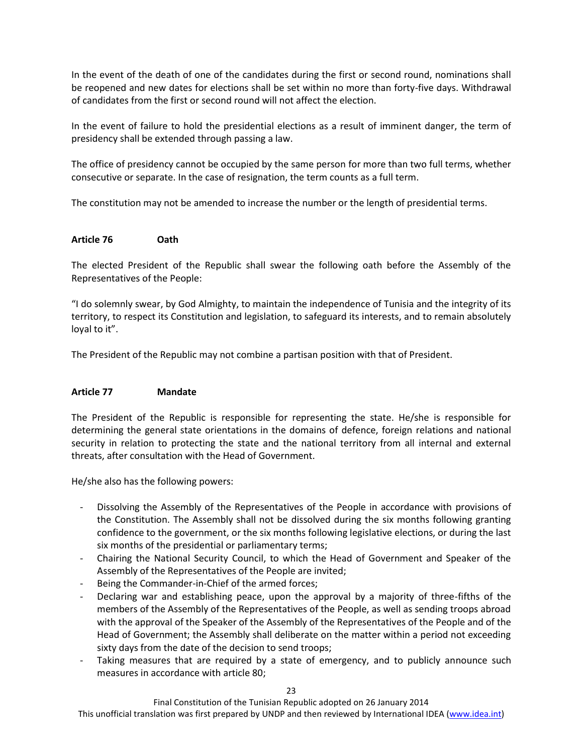In the event of the death of one of the candidates during the first or second round, nominations shall be reopened and new dates for elections shall be set within no more than forty-five days. Withdrawal of candidates from the first or second round will not affect the election.

In the event of failure to hold the presidential elections as a result of imminent danger, the term of presidency shall be extended through passing a law.

The office of presidency cannot be occupied by the same person for more than two full terms, whether consecutive or separate. In the case of resignation, the term counts as a full term.

The constitution may not be amended to increase the number or the length of presidential terms.

### Article 76 Oath

The elected President of the Republic shall swear the following oath before the Assembly of the Representatives of the People:

"I do solemnly swear, by God Almighty, to maintain the independence of Tunisia and the integrity of its territory, to respect its Constitution and legislation, to safeguard its interests, and to remain absolutely loyal to it".

The President of the Republic may not combine a partisan position with that of President.

### Article 77 Mandate

The President of the Republic is responsible for representing the state. He/she is responsible for determining the general state orientations in the domains of defence, foreign relations and national security in relation to protecting the state and the national territory from all internal and external threats, after consultation with the Head of Government.

He/she also has the following powers:

- Dissolving the Assembly of the Representatives of the People in accordance with provisions of the Constitution. The Assembly shall not be dissolved during the six months following granting confidence to the government, or the six months following legislative elections, or during the last six months of the presidential or parliamentary terms;
- Chairing the National Security Council, to which the Head of Government and Speaker of the Assembly of the Representatives of the People are invited;
- Being the Commander-in-Chief of the armed forces;
- Declaring war and establishing peace, upon the approval by a majority of three-fifths of the members of the Assembly of the Representatives of the People, as well as sending troops abroad with the approval of the Speaker of the Assembly of the Representatives of the People and of the Head of Government; the Assembly shall deliberate on the matter within a period not exceeding sixty days from the date of the decision to send troops;
- Taking measures that are required by a state of emergency, and to publicly announce such measures in accordance with article 80;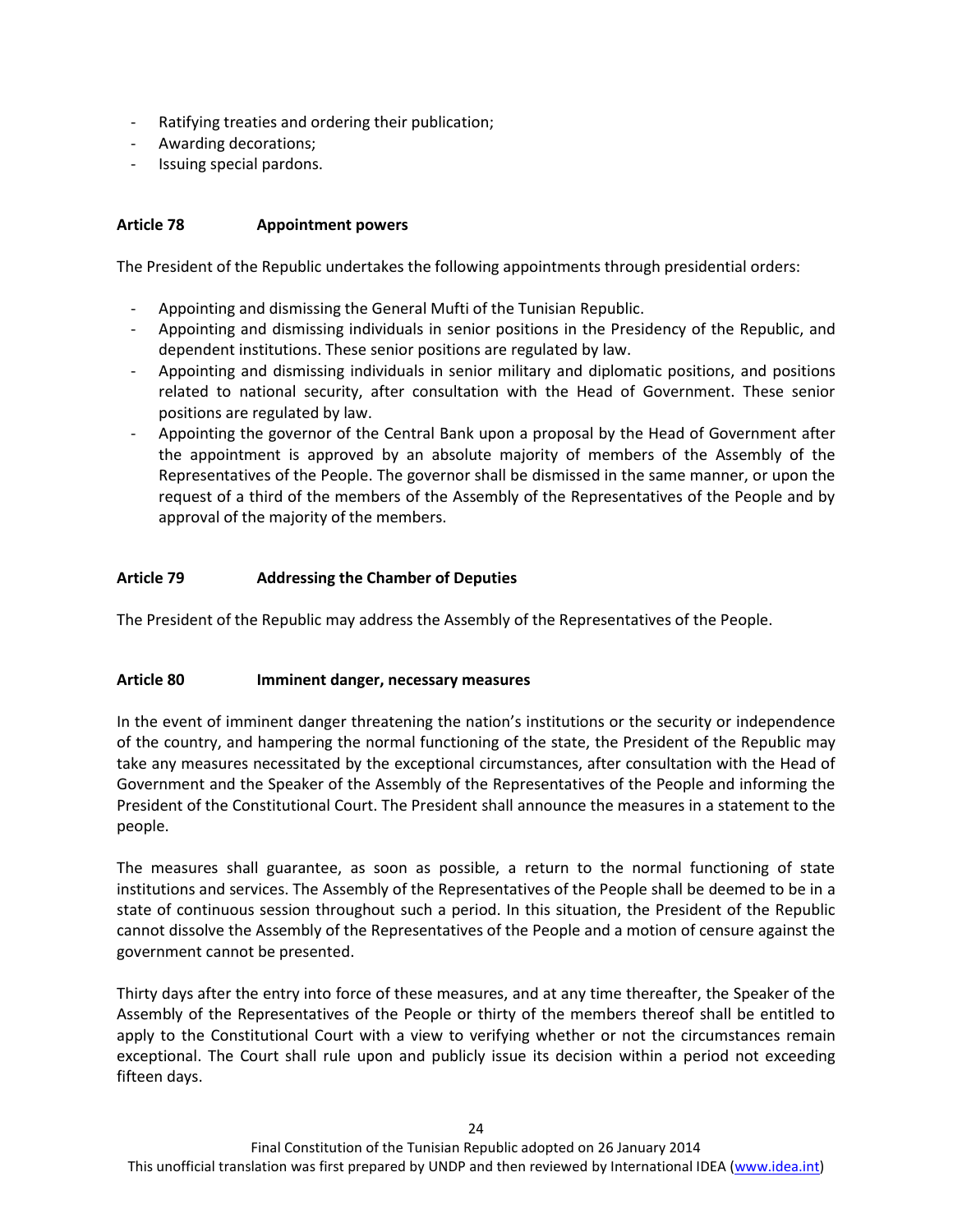- Ratifying treaties and ordering their publication;
- Awarding decorations;
- Issuing special pardons.

**Article 78 Appointment powers**

The President of the Republic undertakes the following appointments through presidential orders:

- Appointing and dismissing the General Mufti of the Tunisian Republic.
- Appointing and dismissing individuals in senior positions in the Presidency of the Republic, and dependent institutions. These senior positions are regulated by law.
- Appointing and dismissing individuals in senior military and diplomatic positions, and positions related to national security, after consultation with the Head of Government. These senior positions are regulated by law.
- Appointing the governor of the Central Bank upon a proposal by the Head of Government after the appointment is approved by an absolute majority of members of the Assembly of the Representatives of the People. The governor shall be dismissed in the same manner, or upon the request of a third of the members of the Assembly of the Representatives of the People and by approval of the majority of the members.

**Article 79 Addressing the Chamber of Deputies**

The President of the Republic may address the Assembly of the Representatives of the People.

**Article 80 Imminent danger, necessary measures**

In the event of imminent danger threatening the nation's institutions or the security or independence of the country, and hampering the normal functioning of the state, the President of the Republic may take any measures necessitated by the exceptional circumstances, after consultation with the Head of Government and the Speaker of the Assembly of the Representatives of the People and informing the President of the Constitutional Court. The President shall announce the measures in a statement to the people.

The measures shall guarantee, as soon as possible, a return to the normal functioning of state institutions and services. The Assembly of the Representatives of the People shall be deemed to be in a state of continuous session throughout such a period. In this situation, the President of the Republic cannot dissolve the Assembly of the Representatives of the People and a motion of censure against the government cannot be presented.

Thirty days after the entry into force of these measures, and at any time thereafter, the Speaker of the Assembly of the Representatives of the People or thirty of the members thereof shall be entitled to apply to the Constitutional Court with a view to verifying whether or not the circumstances remain exceptional. The Court shall rule upon and publicly issue its decision within a period not exceeding fifteen days.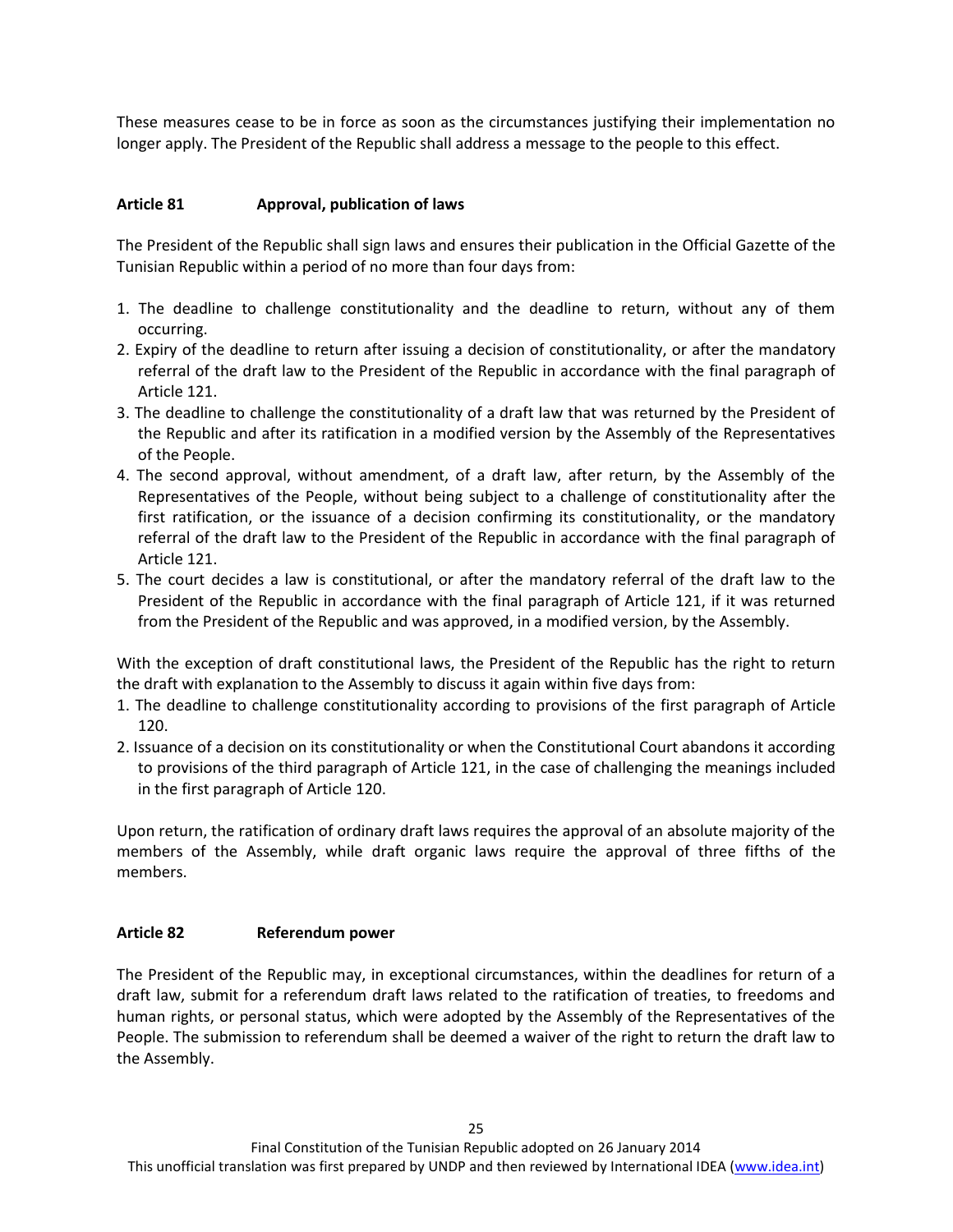These measures cease to be in force as soon as the circumstances justifying their implementation no longer apply. The President of the Republic shall address a message to the people to this effect.

### Article 81 Approval, publication of laws

The President of the Republic shall sign laws and ensures their publication in the Official Gazette of the Tunisian Republic within a period of no more than four days from:

1. The deadline to challenge constitutionality and the deadline to return, without any of them occurring.
2. Expiry of the deadline to return after issuing a decision of constitutionality, or after the mandatory referral of the draft law to the President of the Republic in accordance with the final paragraph of Article 121.
3. The deadline to challenge the constitutionality of a draft law that was returned by the President of the Republic and after its ratification in a modified version by the Assembly of the Representatives of the People.
4. The second approval, without amendment, of a draft law, after return, by the Assembly of the Representatives of the People, without being subject to a challenge of constitutionality after the first ratification, or the issuance of a decision confirming its constitutionality, or the mandatory referral of the draft law to the President of the Republic in accordance with the final paragraph of Article 121.
5. The court decides a law is constitutional, or after the mandatory referral of the draft law to the President of the Republic in accordance with the final paragraph of Article 121, if it was returned from the President of the Republic and was approved, in a modified version, by the Assembly.

With the exception of draft constitutional laws, the President of the Republic has the right to return the draft with explanation to the Assembly to discuss it again within five days from:

1. The deadline to challenge constitutionality according to provisions of the first paragraph of Article 120.
2. Issuance of a decision on its constitutionality or when the Constitutional Court abandons it according to provisions of the third paragraph of Article 121, in the case of challenging the meanings included in the first paragraph of Article 120.

Upon return, the ratification of ordinary draft laws requires the approval of an absolute majority of the members of the Assembly, while draft organic laws require the approval of three fifths of the members.

### Article 82 Referendum power

The President of the Republic may, in exceptional circumstances, within the deadlines for return of a draft law, submit for a referendum draft laws related to the ratification of treaties, to freedoms and human rights, or personal status, which were adopted by the Assembly of the Representatives of the People. The submission to referendum shall be deemed a waiver of the right to return the draft law to the Assembly.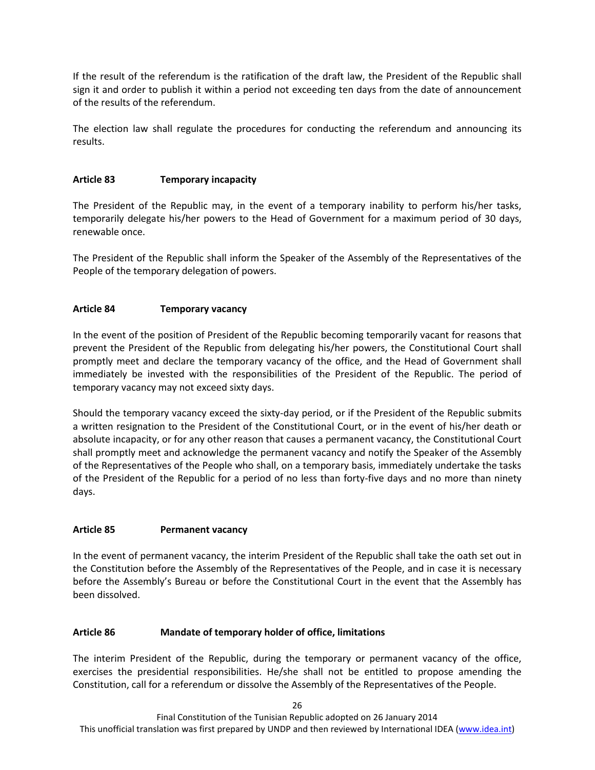If the result of the referendum is the ratification of the draft law, the President of the Republic shall sign it and order to publish it within a period not exceeding ten days from the date of announcement of the results of the referendum.

The election law shall regulate the procedures for conducting the referendum and announcing its results.

### Article 83 Temporary incapacity

The President of the Republic may, in the event of a temporary inability to perform his/her tasks, temporarily delegate his/her powers to the Head of Government for a maximum period of 30 days, renewable once.

The President of the Republic shall inform the Speaker of the Assembly of the Representatives of the People of the temporary delegation of powers.

### Article 84 Temporary vacancy

In the event of the position of President of the Republic becoming temporarily vacant for reasons that prevent the President of the Republic from delegating his/her powers, the Constitutional Court shall promptly meet and declare the temporary vacancy of the office, and the Head of Government shall immediately be invested with the responsibilities of the President of the Republic. The period of temporary vacancy may not exceed sixty days.

Should the temporary vacancy exceed the sixty-day period, or if the President of the Republic submits a written resignation to the President of the Constitutional Court, or in the event of his/her death or absolute incapacity, or for any other reason that causes a permanent vacancy, the Constitutional Court shall promptly meet and acknowledge the permanent vacancy and notify the Speaker of the Assembly of the Representatives of the People who shall, on a temporary basis, immediately undertake the tasks of the President of the Republic for a period of no less than forty-five days and no more than ninety days.

### Article 85 Permanent vacancy

In the event of permanent vacancy, the interim President of the Republic shall take the oath set out in the Constitution before the Assembly of the Representatives of the People, and in case it is necessary before the Assembly's Bureau or before the Constitutional Court in the event that the Assembly has been dissolved.

### Article 86 Mandate of temporary holder of office, limitations

The interim President of the Republic, during the temporary or permanent vacancy of the office, exercises the presidential responsibilities. He/she shall not be entitled to propose amending the Constitution, call for a referendum or dissolve the Assembly of the Representatives of the People.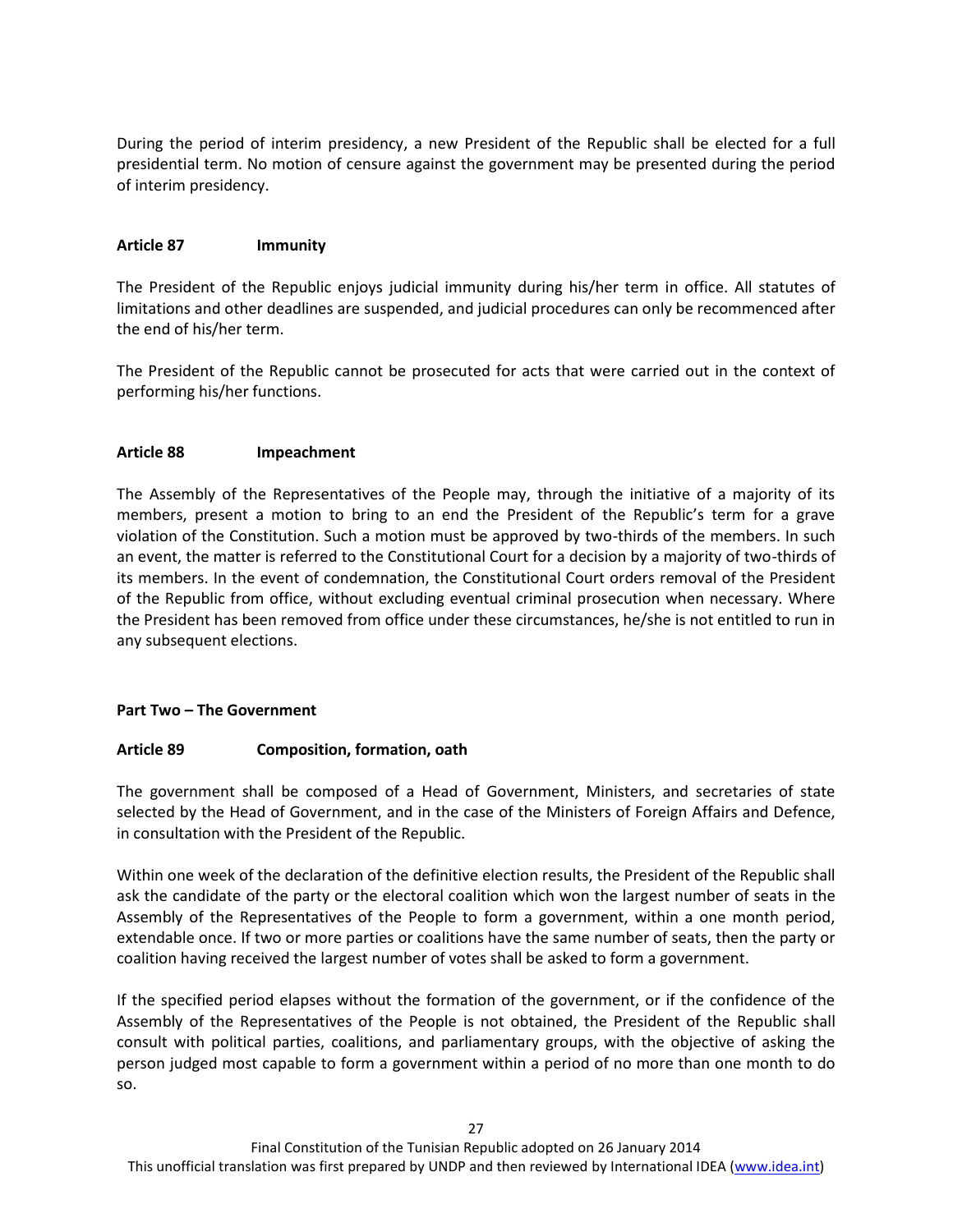During the period of interim presidency, a new President of the Republic shall be elected for a full presidential term. No motion of censure against the government may be presented during the period of interim presidency.

**Article 87 Immunity**

The President of the Republic enjoys judicial immunity during his/her term in office. All statutes of limitations and other deadlines are suspended, and judicial procedures can only be recommenced after the end of his/her term.

The President of the Republic cannot be prosecuted for acts that were carried out in the context of performing his/her functions.

**Article 88 Impeachment**

The Assembly of the Representatives of the People may, through the initiative of a majority of its members, present a motion to bring to an end the President of the Republic's term for a grave violation of the Constitution. Such a motion must be approved by two-thirds of the members. In such an event, the matter is referred to the Constitutional Court for a decision by a majority of two-thirds of its members. In the event of condemnation, the Constitutional Court orders removal of the President of the Republic from office, without excluding eventual criminal prosecution when necessary. Where the President has been removed from office under these circumstances, he/she is not entitled to run in any subsequent elections.

## Part Two – The Government

**Article 89 Composition, formation, oath**

The government shall be composed of a Head of Government, Ministers, and secretaries of state selected by the Head of Government, and in the case of the Ministers of Foreign Affairs and Defence, in consultation with the President of the Republic.

Within one week of the declaration of the definitive election results, the President of the Republic shall ask the candidate of the party or the electoral coalition which won the largest number of seats in the Assembly of the Representatives of the People to form a government, within a one month period, extendable once. If two or more parties or coalitions have the same number of seats, then the party or coalition having received the largest number of votes shall be asked to form a government.

If the specified period elapses without the formation of the government, or if the confidence of the Assembly of the Representatives of the People is not obtained, the President of the Republic shall consult with political parties, coalitions, and parliamentary groups, with the objective of asking the person judged most capable to form a government within a period of no more than one month to do so.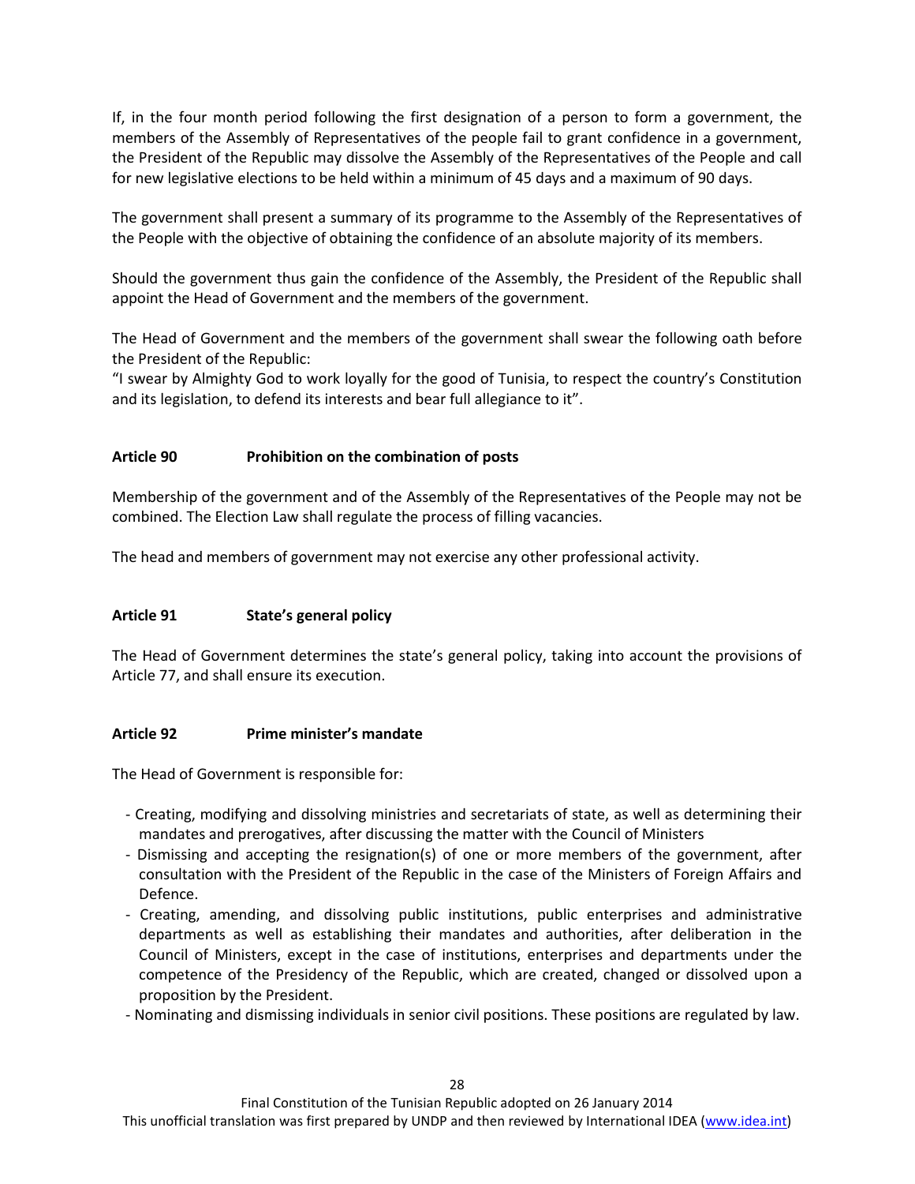If, in the four month period following the first designation of a person to form a government, the members of the Assembly of Representatives of the people fail to grant confidence in a government, the President of the Republic may dissolve the Assembly of the Representatives of the People and call for new legislative elections to be held within a minimum of 45 days and a maximum of 90 days.

The government shall present a summary of its programme to the Assembly of the Representatives of the People with the objective of obtaining the confidence of an absolute majority of its members.

Should the government thus gain the confidence of the Assembly, the President of the Republic shall appoint the Head of Government and the members of the government.

The Head of Government and the members of the government shall swear the following oath before the President of the Republic:
"I swear by Almighty God to work loyally for the good of Tunisia, to respect the country's Constitution and its legislation, to defend its interests and bear full allegiance to it".

### Article 90 Prohibition on the combination of posts

Membership of the government and of the Assembly of the Representatives of the People may not be combined. The Election Law shall regulate the process of filling vacancies.

The head and members of government may not exercise any other professional activity.

### Article 91 State's general policy

The Head of Government determines the state's general policy, taking into account the provisions of Article 77, and shall ensure its execution.

### Article 92 Prime minister's mandate

The Head of Government is responsible for:

- Creating, modifying and dissolving ministries and secretariats of state, as well as determining their mandates and prerogatives, after discussing the matter with the Council of Ministers
- Dismissing and accepting the resignation(s) of one or more members of the government, after consultation with the President of the Republic in the case of the Ministers of Foreign Affairs and Defence.
- Creating, amending, and dissolving public institutions, public enterprises and administrative departments as well as establishing their mandates and authorities, after deliberation in the Council of Ministers, except in the case of institutions, enterprises and departments under the competence of the Presidency of the Republic, which are created, changed or dissolved upon a proposition by the President.
- Nominating and dismissing individuals in senior civil positions. These positions are regulated by law.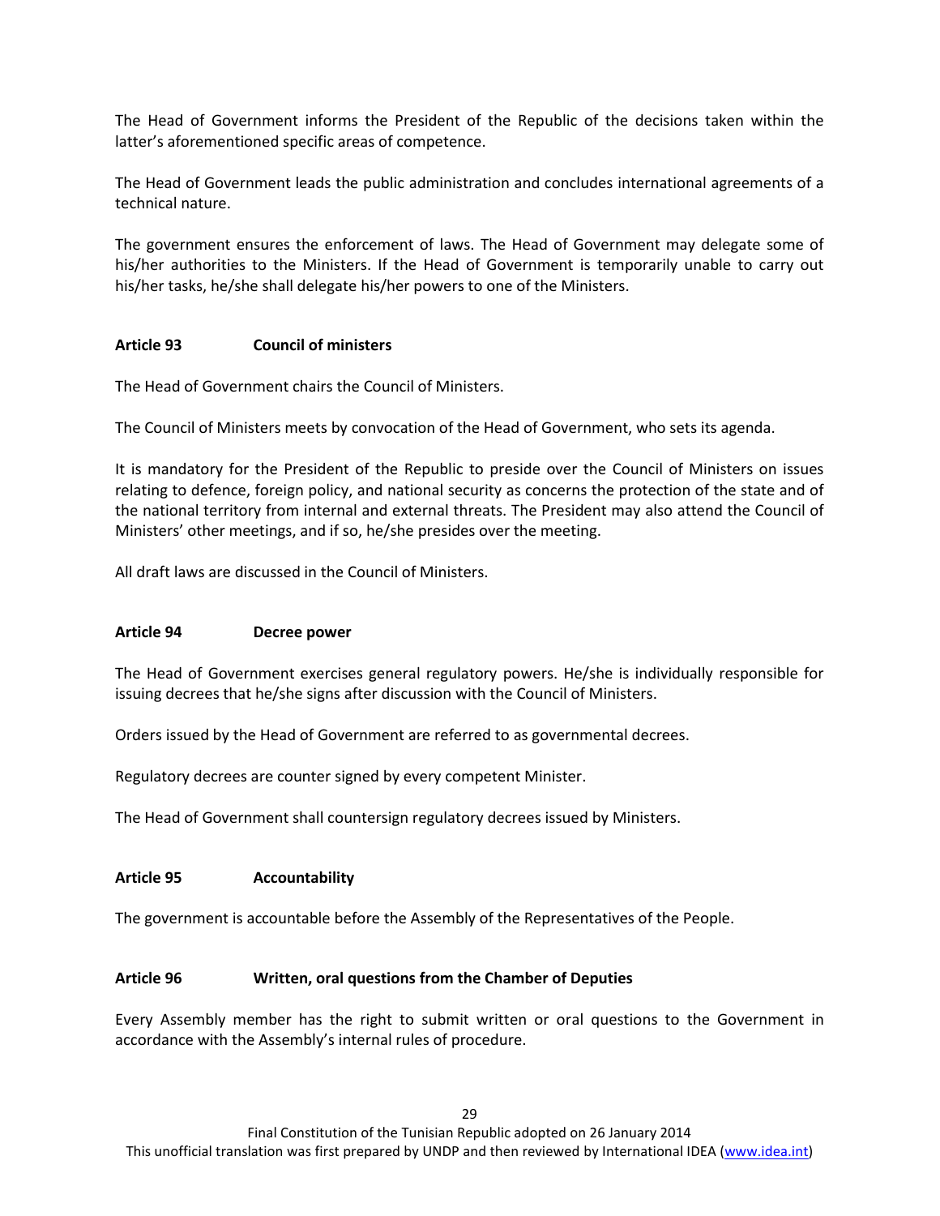The Head of Government informs the President of the Republic of the decisions taken within the latter's aforementioned specific areas of competence.

The Head of Government leads the public administration and concludes international agreements of a technical nature.

The government ensures the enforcement of laws. The Head of Government may delegate some of his/her authorities to the Ministers. If the Head of Government is temporarily unable to carry out his/her tasks, he/she shall delegate his/her powers to one of the Ministers.

**Article 93 Council of ministers**

The Head of Government chairs the Council of Ministers.

The Council of Ministers meets by convocation of the Head of Government, who sets its agenda.

It is mandatory for the President of the Republic to preside over the Council of Ministers on issues relating to defence, foreign policy, and national security as concerns the protection of the state and of the national territory from internal and external threats. The President may also attend the Council of Ministers' other meetings, and if so, he/she presides over the meeting.

All draft laws are discussed in the Council of Ministers.

**Article 94 Decree power**

The Head of Government exercises general regulatory powers. He/she is individually responsible for issuing decrees that he/she signs after discussion with the Council of Ministers.

Orders issued by the Head of Government are referred to as governmental decrees.

Regulatory decrees are counter signed by every competent Minister.

The Head of Government shall countersign regulatory decrees issued by Ministers.

**Article 95 Accountability**

The government is accountable before the Assembly of the Representatives of the People.

**Article 96 Written, oral questions from the Chamber of Deputies**

Every Assembly member has the right to submit written or oral questions to the Government in accordance with the Assembly's internal rules of procedure.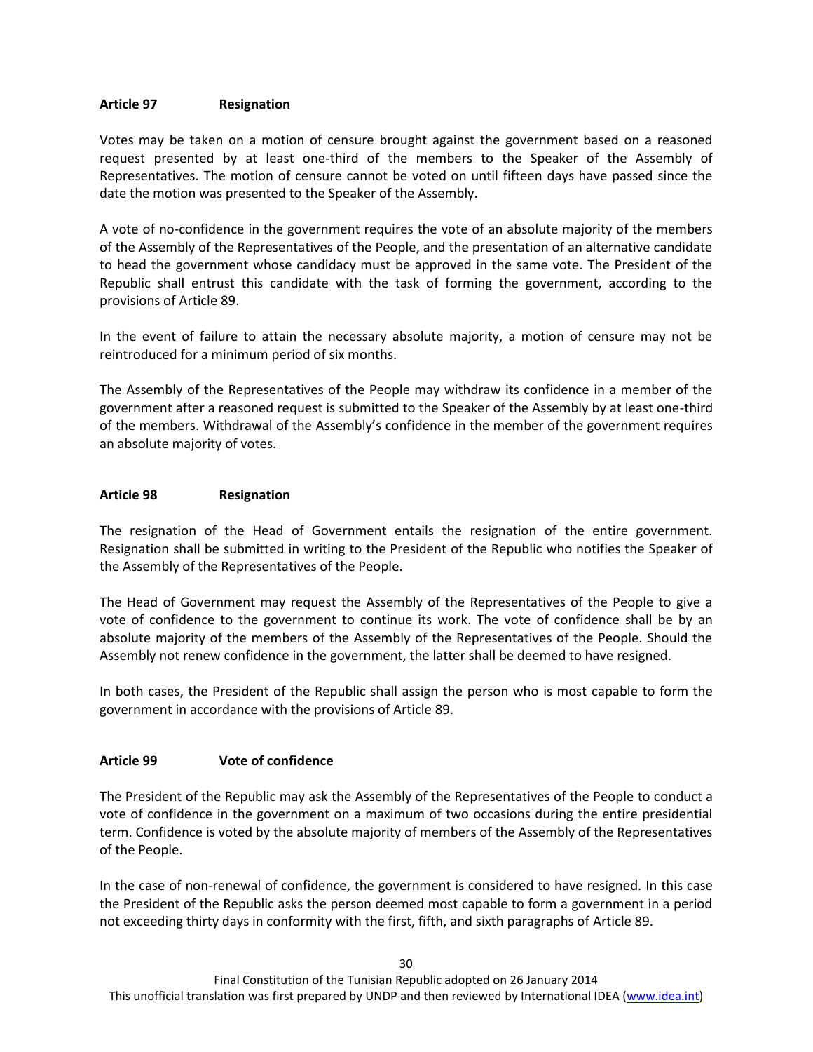### Article 97 Resignation

Votes may be taken on a motion of censure brought against the government based on a reasoned request presented by at least one-third of the members to the Speaker of the Assembly of Representatives. The motion of censure cannot be voted on until fifteen days have passed since the date the motion was presented to the Speaker of the Assembly.

A vote of no-confidence in the government requires the vote of an absolute majority of the members of the Assembly of the Representatives of the People, and the presentation of an alternative candidate to head the government whose candidacy must be approved in the same vote. The President of the Republic shall entrust this candidate with the task of forming the government, according to the provisions of Article 89.

In the event of failure to attain the necessary absolute majority, a motion of censure may not be reintroduced for a minimum period of six months.

The Assembly of the Representatives of the People may withdraw its confidence in a member of the government after a reasoned request is submitted to the Speaker of the Assembly by at least one-third of the members. Withdrawal of the Assembly's confidence in the member of the government requires an absolute majority of votes.

### Article 98 Resignation

The resignation of the Head of Government entails the resignation of the entire government. Resignation shall be submitted in writing to the President of the Republic who notifies the Speaker of the Assembly of the Representatives of the People.

The Head of Government may request the Assembly of the Representatives of the People to give a vote of confidence to the government to continue its work. The vote of confidence shall be by an absolute majority of the members of the Assembly of the Representatives of the People. Should the Assembly not renew confidence in the government, the latter shall be deemed to have resigned.

In both cases, the President of the Republic shall assign the person who is most capable to form the government in accordance with the provisions of Article 89.

### Article 99 Vote of confidence

The President of the Republic may ask the Assembly of the Representatives of the People to conduct a vote of confidence in the government on a maximum of two occasions during the entire presidential term. Confidence is voted by the absolute majority of members of the Assembly of the Representatives of the People.

In the case of non-renewal of confidence, the government is considered to have resigned. In this case the President of the Republic asks the person deemed most capable to form a government in a period not exceeding thirty days in conformity with the first, fifth, and sixth paragraphs of Article 89.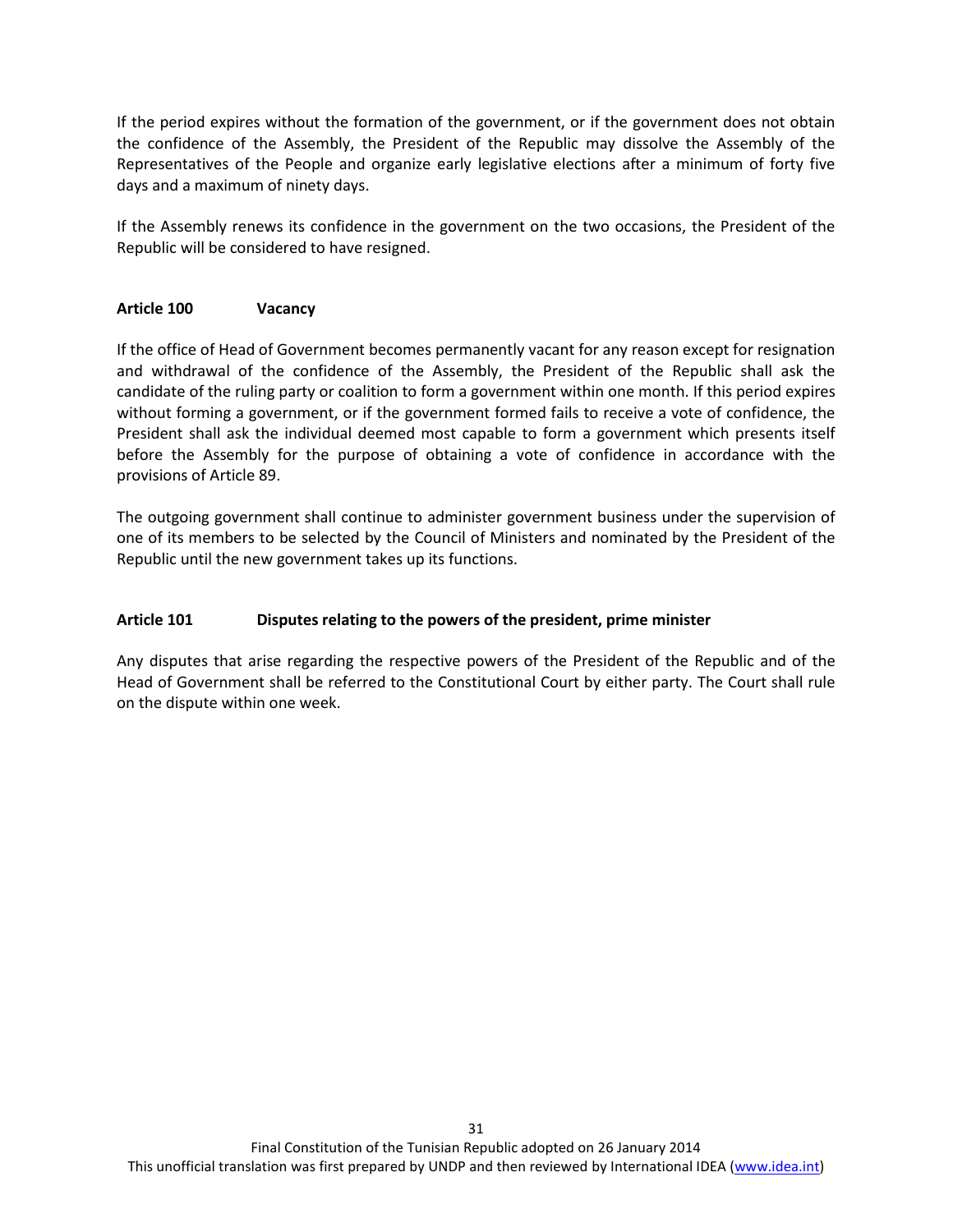If the period expires without the formation of the government, or if the government does not obtain the confidence of the Assembly, the President of the Republic may dissolve the Assembly of the Representatives of the People and organize early legislative elections after a minimum of forty five days and a maximum of ninety days.

If the Assembly renews its confidence in the government on the two occasions, the President of the Republic will be considered to have resigned.

### Article 100 Vacancy

If the office of Head of Government becomes permanently vacant for any reason except for resignation and withdrawal of the confidence of the Assembly, the President of the Republic shall ask the candidate of the ruling party or coalition to form a government within one month. If this period expires without forming a government, or if the government formed fails to receive a vote of confidence, the President shall ask the individual deemed most capable to form a government which presents itself before the Assembly for the purpose of obtaining a vote of confidence in accordance with the provisions of Article 89.

The outgoing government shall continue to administer government business under the supervision of one of its members to be selected by the Council of Ministers and nominated by the President of the Republic until the new government takes up its functions.

### Article 101 Disputes relating to the powers of the president, prime minister

Any disputes that arise regarding the respective powers of the President of the Republic and of the Head of Government shall be referred to the Constitutional Court by either party. The Court shall rule on the dispute within one week.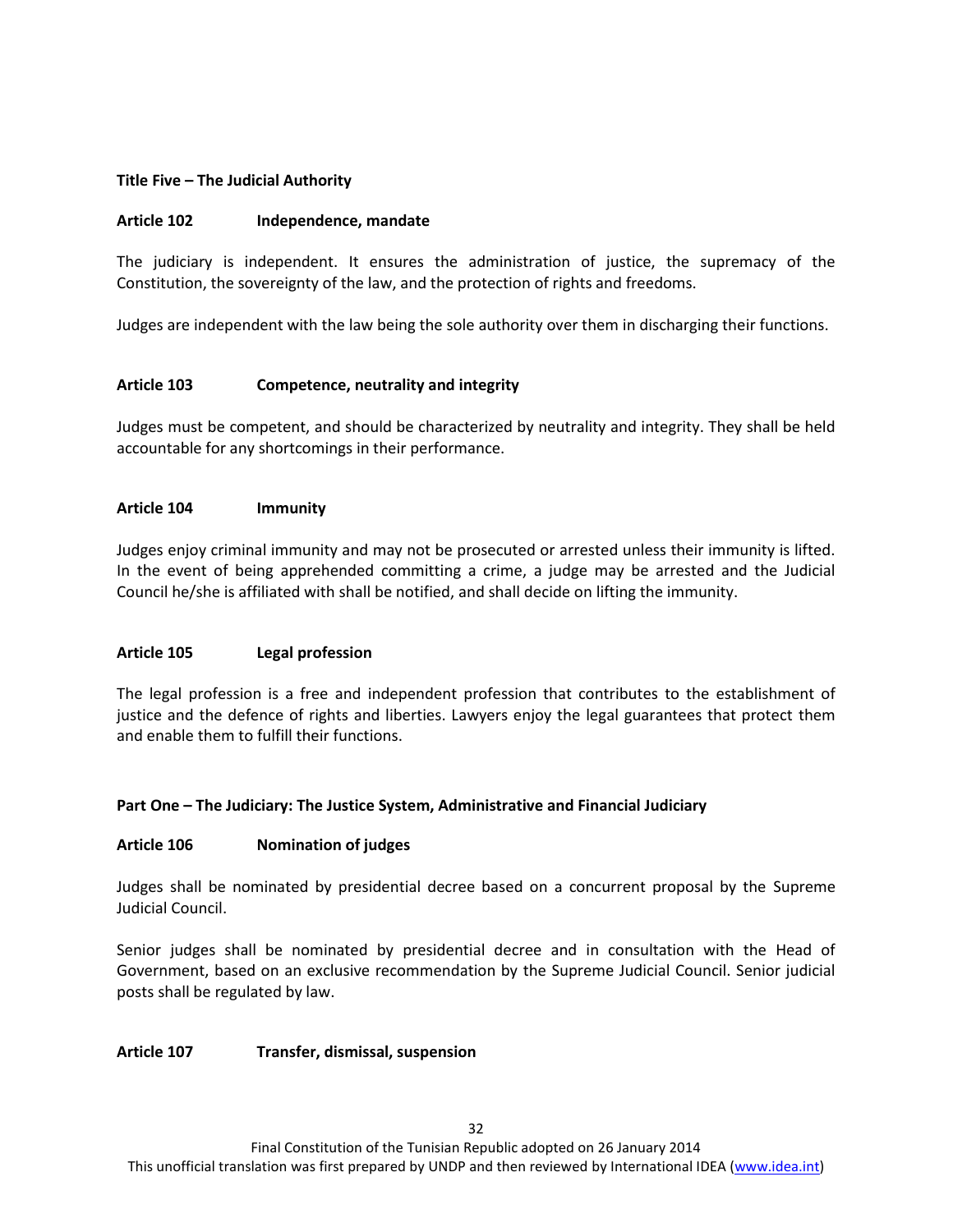## Title Five – The Judicial Authority

### Article 102 Independence, mandate

The judiciary is independent. It ensures the administration of justice, the supremacy of the Constitution, the sovereignty of the law, and the protection of rights and freedoms.

Judges are independent with the law being the sole authority over them in discharging their functions.

### Article 103 Competence, neutrality and integrity

Judges must be competent, and should be characterized by neutrality and integrity. They shall be held accountable for any shortcomings in their performance.

### Article 104 Immunity

Judges enjoy criminal immunity and may not be prosecuted or arrested unless their immunity is lifted. In the event of being apprehended committing a crime, a judge may be arrested and the Judicial Council he/she is affiliated with shall be notified, and shall decide on lifting the immunity.

### Article 105 Legal profession

The legal profession is a free and independent profession that contributes to the establishment of justice and the defence of rights and liberties. Lawyers enjoy the legal guarantees that protect them and enable them to fulfill their functions.

## Part One – The Judiciary: The Justice System, Administrative and Financial Judiciary

### Article 106 Nomination of judges

Judges shall be nominated by presidential decree based on a concurrent proposal by the Supreme Judicial Council.

Senior judges shall be nominated by presidential decree and in consultation with the Head of Government, based on an exclusive recommendation by the Supreme Judicial Council. Senior judicial posts shall be regulated by law.

### Article 107 Transfer, dismissal, suspension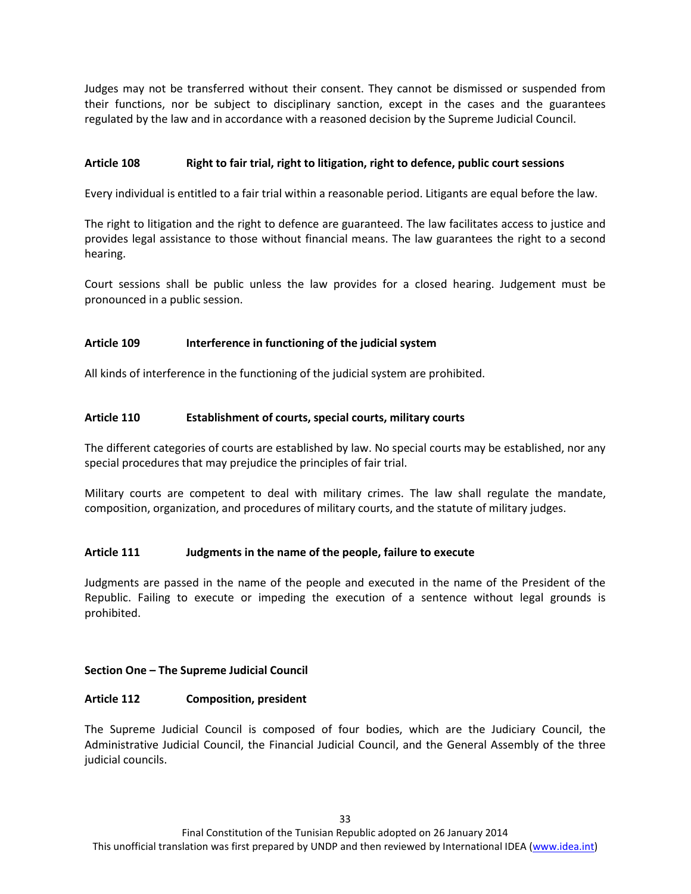Judges may not be transferred without their consent. They cannot be dismissed or suspended from their functions, nor be subject to disciplinary sanction, except in the cases and the guarantees regulated by the law and in accordance with a reasoned decision by the Supreme Judicial Council.

**Article 108 Right to fair trial, right to litigation, right to defence, public court sessions**

Every individual is entitled to a fair trial within a reasonable period. Litigants are equal before the law.

The right to litigation and the right to defence are guaranteed. The law facilitates access to justice and provides legal assistance to those without financial means. The law guarantees the right to a second hearing.

Court sessions shall be public unless the law provides for a closed hearing. Judgement must be pronounced in a public session.

**Article 109 Interference in functioning of the judicial system**

All kinds of interference in the functioning of the judicial system are prohibited.

**Article 110 Establishment of courts, special courts, military courts**

The different categories of courts are established by law. No special courts may be established, nor any special procedures that may prejudice the principles of fair trial.

Military courts are competent to deal with military crimes. The law shall regulate the mandate, composition, organization, and procedures of military courts, and the statute of military judges.

**Article 111 Judgments in the name of the people, failure to execute**

Judgments are passed in the name of the people and executed in the name of the President of the Republic. Failing to execute or impeding the execution of a sentence without legal grounds is prohibited.

**Section One – The Supreme Judicial Council**

**Article 112 Composition, president**

The Supreme Judicial Council is composed of four bodies, which are the Judiciary Council, the Administrative Judicial Council, the Financial Judicial Council, and the General Assembly of the three judicial councils.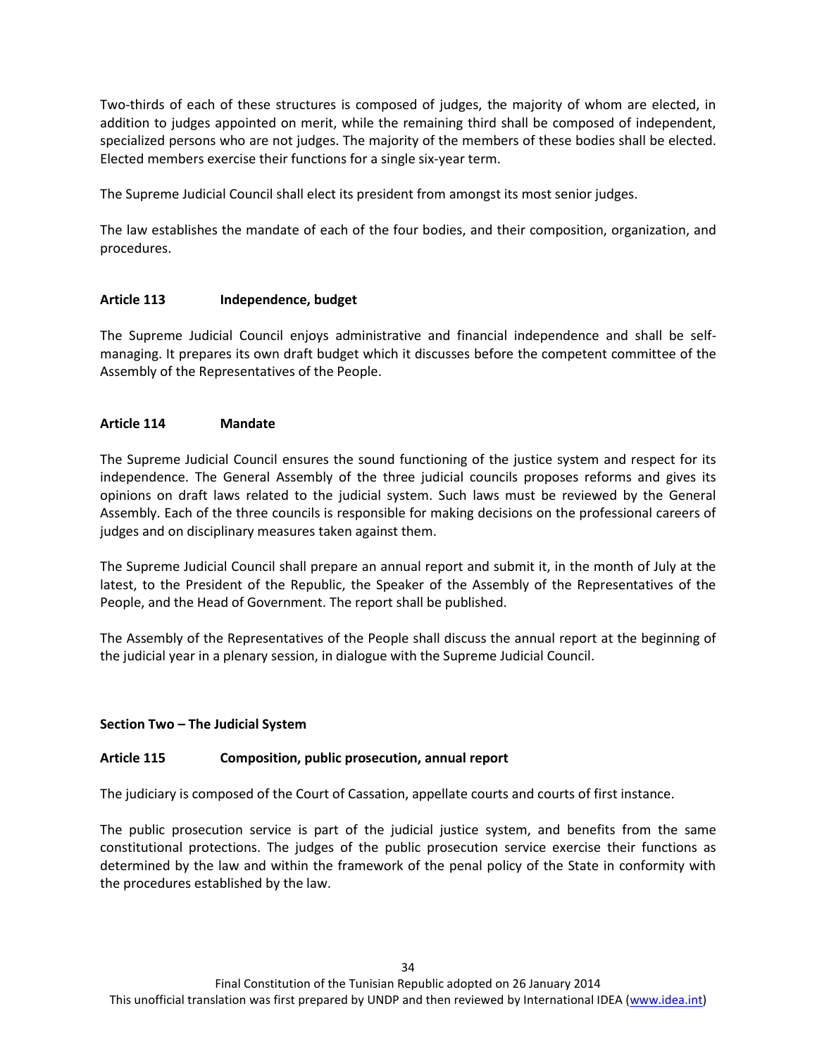Two-thirds of each of these structures is composed of judges, the majority of whom are elected, in addition to judges appointed on merit, while the remaining third shall be composed of independent, specialized persons who are not judges. The majority of the members of these bodies shall be elected. Elected members exercise their functions for a single six-year term.

The Supreme Judicial Council shall elect its president from amongst its most senior judges.

The law establishes the mandate of each of the four bodies, and their composition, organization, and procedures.

**Article 113 Independence, budget**

The Supreme Judicial Council enjoys administrative and financial independence and shall be self-managing. It prepares its own draft budget which it discusses before the competent committee of the Assembly of the Representatives of the People.

**Article 114 Mandate**

The Supreme Judicial Council ensures the sound functioning of the justice system and respect for its independence. The General Assembly of the three judicial councils proposes reforms and gives its opinions on draft laws related to the judicial system. Such laws must be reviewed by the General Assembly. Each of the three councils is responsible for making decisions on the professional careers of judges and on disciplinary measures taken against them.

The Supreme Judicial Council shall prepare an annual report and submit it, in the month of July at the latest, to the President of the Republic, the Speaker of the Assembly of the Representatives of the People, and the Head of Government. The report shall be published.

The Assembly of the Representatives of the People shall discuss the annual report at the beginning of the judicial year in a plenary session, in dialogue with the Supreme Judicial Council.

**Section Two – The Judicial System**

**Article 115 Composition, public prosecution, annual report**

The judiciary is composed of the Court of Cassation, appellate courts and courts of first instance.

The public prosecution service is part of the judicial justice system, and benefits from the same constitutional protections. The judges of the public prosecution service exercise their functions as determined by the law and within the framework of the penal policy of the State in conformity with the procedures established by the law.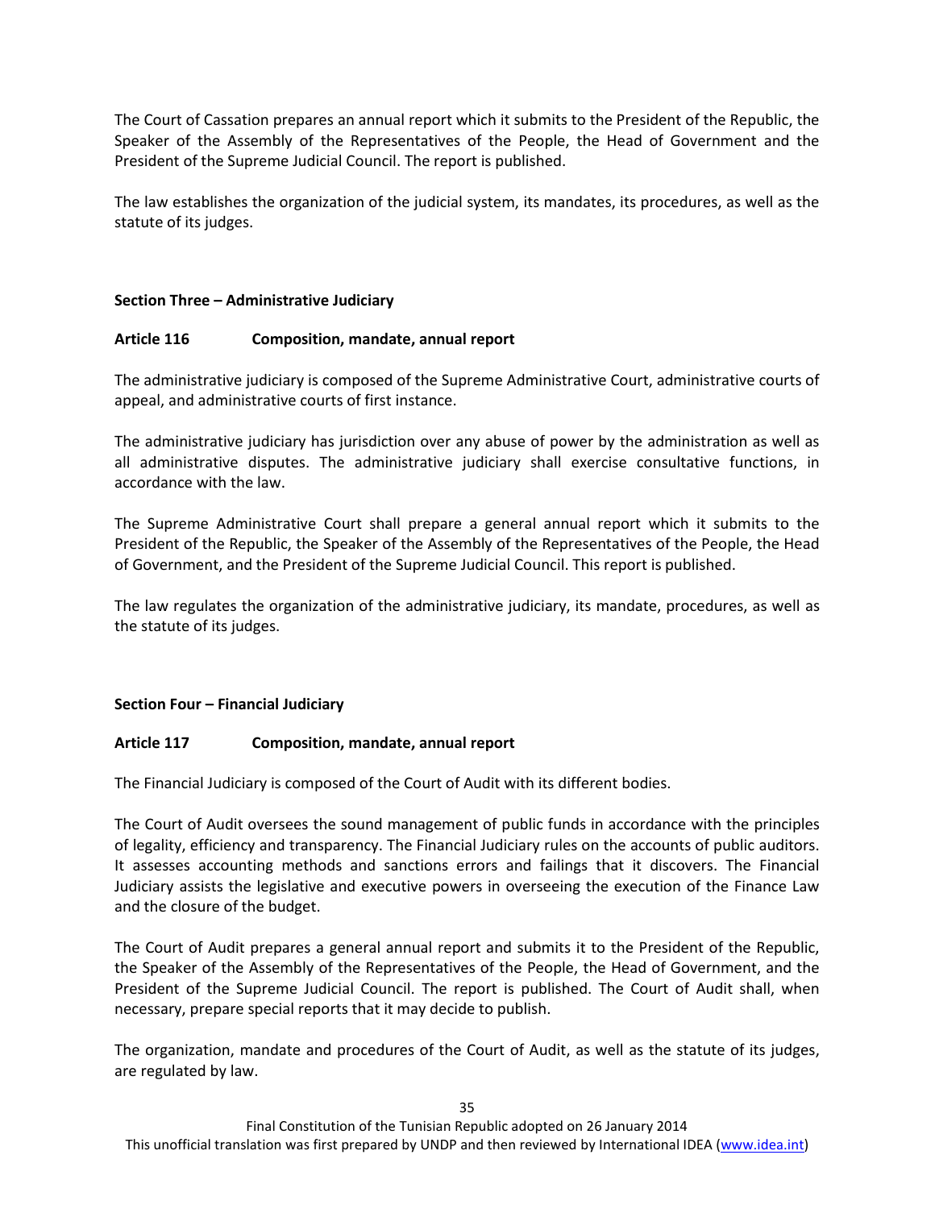The Court of Cassation prepares an annual report which it submits to the President of the Republic, the Speaker of the Assembly of the Representatives of the People, the Head of Government and the President of the Supreme Judicial Council. The report is published.

The law establishes the organization of the judicial system, its mandates, its procedures, as well as the statute of its judges.

### Section Three – Administrative Judiciary

#### Article 116 Composition, mandate, annual report

The administrative judiciary is composed of the Supreme Administrative Court, administrative courts of appeal, and administrative courts of first instance.

The administrative judiciary has jurisdiction over any abuse of power by the administration as well as all administrative disputes. The administrative judiciary shall exercise consultative functions, in accordance with the law.

The Supreme Administrative Court shall prepare a general annual report which it submits to the President of the Republic, the Speaker of the Assembly of the Representatives of the People, the Head of Government, and the President of the Supreme Judicial Council. This report is published.

The law regulates the organization of the administrative judiciary, its mandate, procedures, as well as the statute of its judges.

### Section Four – Financial Judiciary

#### Article 117 Composition, mandate, annual report

The Financial Judiciary is composed of the Court of Audit with its different bodies.

The Court of Audit oversees the sound management of public funds in accordance with the principles of legality, efficiency and transparency. The Financial Judiciary rules on the accounts of public auditors. It assesses accounting methods and sanctions errors and failings that it discovers. The Financial Judiciary assists the legislative and executive powers in overseeing the execution of the Finance Law and the closure of the budget.

The Court of Audit prepares a general annual report and submits it to the President of the Republic, the Speaker of the Assembly of the Representatives of the People, the Head of Government, and the President of the Supreme Judicial Council. The report is published. The Court of Audit shall, when necessary, prepare special reports that it may decide to publish.

The organization, mandate and procedures of the Court of Audit, as well as the statute of its judges, are regulated by law.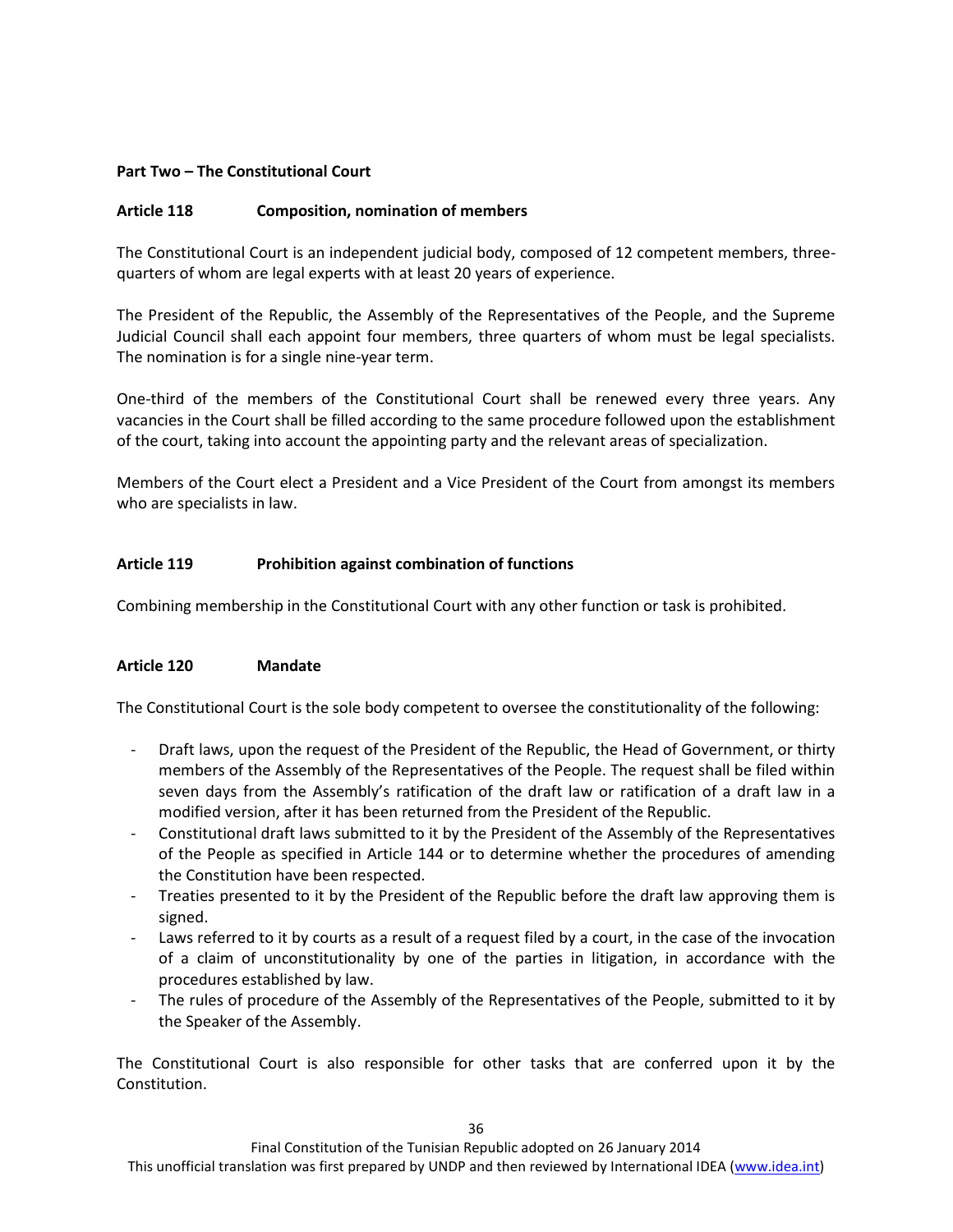## Part Two – The Constitutional Court

### Article 118 Composition, nomination of members

The Constitutional Court is an independent judicial body, composed of 12 competent members, three-quarters of whom are legal experts with at least 20 years of experience.

The President of the Republic, the Assembly of the Representatives of the People, and the Supreme Judicial Council shall each appoint four members, three quarters of whom must be legal specialists. The nomination is for a single nine-year term.

One-third of the members of the Constitutional Court shall be renewed every three years. Any vacancies in the Court shall be filled according to the same procedure followed upon the establishment of the court, taking into account the appointing party and the relevant areas of specialization.

Members of the Court elect a President and a Vice President of the Court from amongst its members who are specialists in law.

### Article 119 Prohibition against combination of functions

Combining membership in the Constitutional Court with any other function or task is prohibited.

### Article 120 Mandate

The Constitutional Court is the sole body competent to oversee the constitutionality of the following:

- Draft laws, upon the request of the President of the Republic, the Head of Government, or thirty members of the Assembly of the Representatives of the People. The request shall be filed within seven days from the Assembly's ratification of the draft law or ratification of a draft law in a modified version, after it has been returned from the President of the Republic.
- Constitutional draft laws submitted to it by the President of the Assembly of the Representatives of the People as specified in Article 144 or to determine whether the procedures of amending the Constitution have been respected.
- Treaties presented to it by the President of the Republic before the draft law approving them is signed.
- Laws referred to it by courts as a result of a request filed by a court, in the case of the invocation of a claim of unconstitutionality by one of the parties in litigation, in accordance with the procedures established by law.
- The rules of procedure of the Assembly of the Representatives of the People, submitted to it by the Speaker of the Assembly.

The Constitutional Court is also responsible for other tasks that are conferred upon it by the Constitution.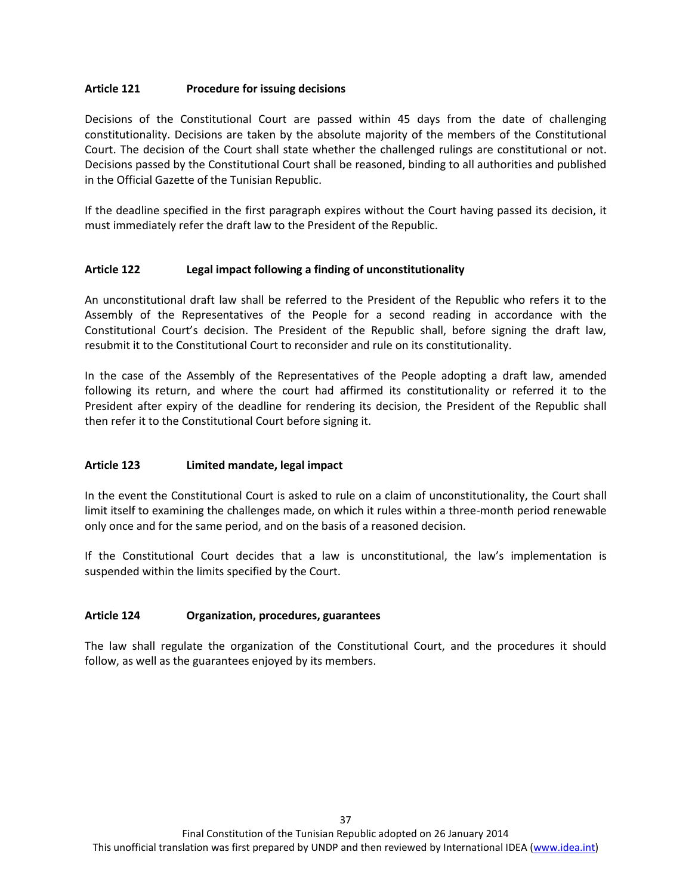**Article 121 Procedure for issuing decisions**

Decisions of the Constitutional Court are passed within 45 days from the date of challenging constitutionality. Decisions are taken by the absolute majority of the members of the Constitutional Court. The decision of the Court shall state whether the challenged rulings are constitutional or not. Decisions passed by the Constitutional Court shall be reasoned, binding to all authorities and published in the Official Gazette of the Tunisian Republic.

If the deadline specified in the first paragraph expires without the Court having passed its decision, it must immediately refer the draft law to the President of the Republic.

**Article 122 Legal impact following a finding of unconstitutionality**

An unconstitutional draft law shall be referred to the President of the Republic who refers it to the Assembly of the Representatives of the People for a second reading in accordance with the Constitutional Court's decision. The President of the Republic shall, before signing the draft law, resubmit it to the Constitutional Court to reconsider and rule on its constitutionality.

In the case of the Assembly of the Representatives of the People adopting a draft law, amended following its return, and where the court had affirmed its constitutionality or referred it to the President after expiry of the deadline for rendering its decision, the President of the Republic shall then refer it to the Constitutional Court before signing it.

**Article 123 Limited mandate, legal impact**

In the event the Constitutional Court is asked to rule on a claim of unconstitutionality, the Court shall limit itself to examining the challenges made, on which it rules within a three-month period renewable only once and for the same period, and on the basis of a reasoned decision.

If the Constitutional Court decides that a law is unconstitutional, the law's implementation is suspended within the limits specified by the Court.

**Article 124 Organization, procedures, guarantees**

The law shall regulate the organization of the Constitutional Court, and the procedures it should follow, as well as the guarantees enjoyed by its members.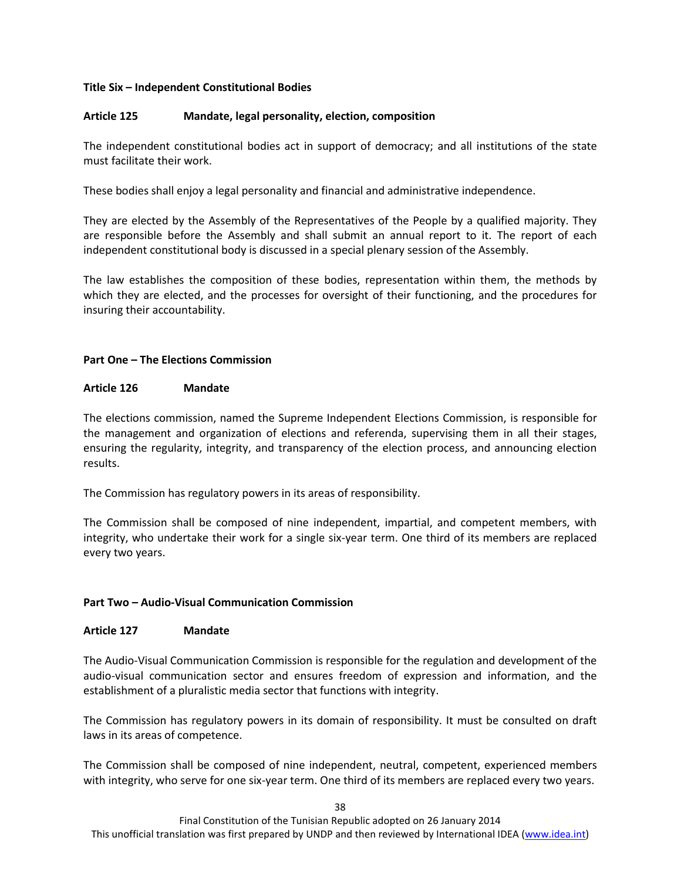## Title Six – Independent Constitutional Bodies

### Article 125 Mandate, legal personality, election, composition

The independent constitutional bodies act in support of democracy; and all institutions of the state must facilitate their work.

These bodies shall enjoy a legal personality and financial and administrative independence.

They are elected by the Assembly of the Representatives of the People by a qualified majority. They are responsible before the Assembly and shall submit an annual report to it. The report of each independent constitutional body is discussed in a special plenary session of the Assembly.

The law establishes the composition of these bodies, representation within them, the methods by which they are elected, and the processes for oversight of their functioning, and the procedures for insuring their accountability.

## Part One – The Elections Commission

### Article 126 Mandate

The elections commission, named the Supreme Independent Elections Commission, is responsible for the management and organization of elections and referenda, supervising them in all their stages, ensuring the regularity, integrity, and transparency of the election process, and announcing election results.

The Commission has regulatory powers in its areas of responsibility.

The Commission shall be composed of nine independent, impartial, and competent members, with integrity, who undertake their work for a single six-year term. One third of its members are replaced every two years.

## Part Two – Audio-Visual Communication Commission

### Article 127 Mandate

The Audio-Visual Communication Commission is responsible for the regulation and development of the audio-visual communication sector and ensures freedom of expression and information, and the establishment of a pluralistic media sector that functions with integrity.

The Commission has regulatory powers in its domain of responsibility. It must be consulted on draft laws in its areas of competence.

The Commission shall be composed of nine independent, neutral, competent, experienced members with integrity, who serve for one six-year term. One third of its members are replaced every two years.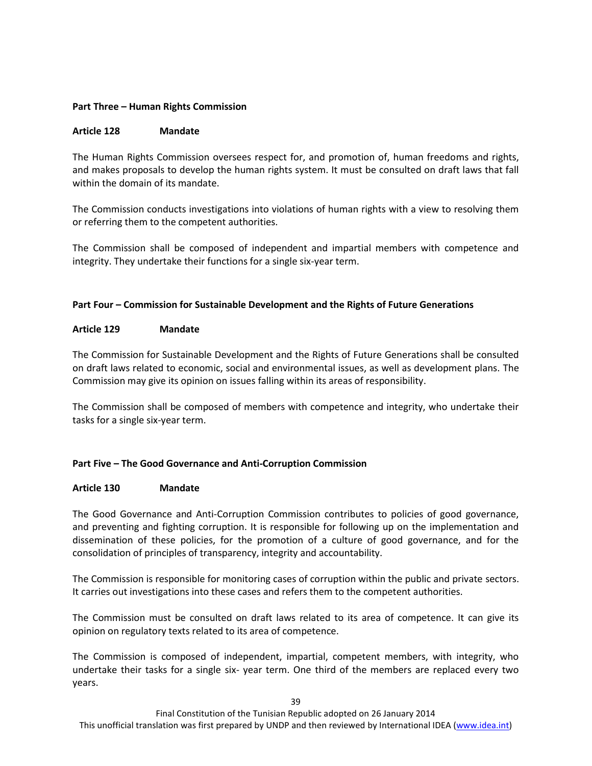**Part Three – Human Rights Commission**

**Article 128 Mandate**

The Human Rights Commission oversees respect for, and promotion of, human freedoms and rights, and makes proposals to develop the human rights system. It must be consulted on draft laws that fall within the domain of its mandate.

The Commission conducts investigations into violations of human rights with a view to resolving them or referring them to the competent authorities.

The Commission shall be composed of independent and impartial members with competence and integrity. They undertake their functions for a single six-year term.

**Part Four – Commission for Sustainable Development and the Rights of Future Generations**

**Article 129 Mandate**

The Commission for Sustainable Development and the Rights of Future Generations shall be consulted on draft laws related to economic, social and environmental issues, as well as development plans. The Commission may give its opinion on issues falling within its areas of responsibility.

The Commission shall be composed of members with competence and integrity, who undertake their tasks for a single six-year term.

**Part Five – The Good Governance and Anti-Corruption Commission**

**Article 130 Mandate**

The Good Governance and Anti-Corruption Commission contributes to policies of good governance, and preventing and fighting corruption. It is responsible for following up on the implementation and dissemination of these policies, for the promotion of a culture of good governance, and for the consolidation of principles of transparency, integrity and accountability.

The Commission is responsible for monitoring cases of corruption within the public and private sectors. It carries out investigations into these cases and refers them to the competent authorities.

The Commission must be consulted on draft laws related to its area of competence. It can give its opinion on regulatory texts related to its area of competence.

The Commission is composed of independent, impartial, competent members, with integrity, who undertake their tasks for a single six- year term. One third of the members are replaced every two years.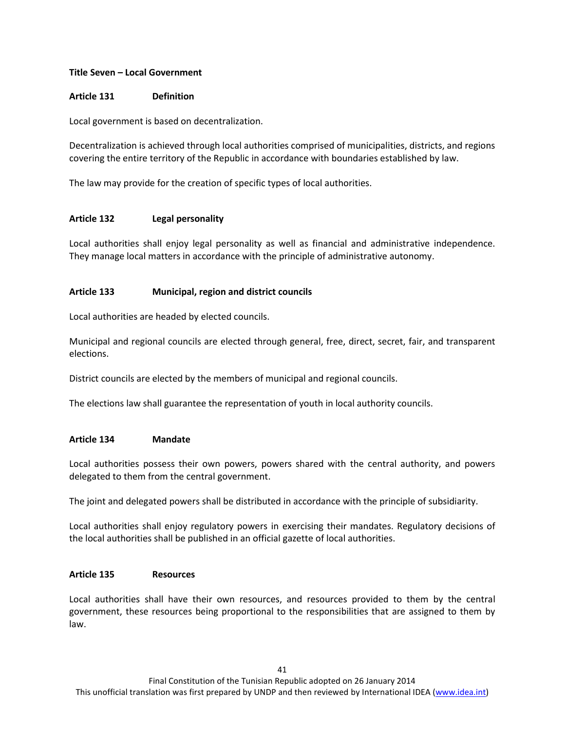## Title Seven – Local Government

### Article 131 Definition

Local government is based on decentralization.

Decentralization is achieved through local authorities comprised of municipalities, districts, and regions covering the entire territory of the Republic in accordance with boundaries established by law.

The law may provide for the creation of specific types of local authorities.

### Article 132 Legal personality

Local authorities shall enjoy legal personality as well as financial and administrative independence. They manage local matters in accordance with the principle of administrative autonomy.

### Article 133 Municipal, region and district councils

Local authorities are headed by elected councils.

Municipal and regional councils are elected through general, free, direct, secret, fair, and transparent elections.

District councils are elected by the members of municipal and regional councils.

The elections law shall guarantee the representation of youth in local authority councils.

### Article 134 Mandate

Local authorities possess their own powers, powers shared with the central authority, and powers delegated to them from the central government.

The joint and delegated powers shall be distributed in accordance with the principle of subsidiarity.

Local authorities shall enjoy regulatory powers in exercising their mandates. Regulatory decisions of the local authorities shall be published in an official gazette of local authorities.

### Article 135 Resources

Local authorities shall have their own resources, and resources provided to them by the central government, these resources being proportional to the responsibilities that are assigned to them by law.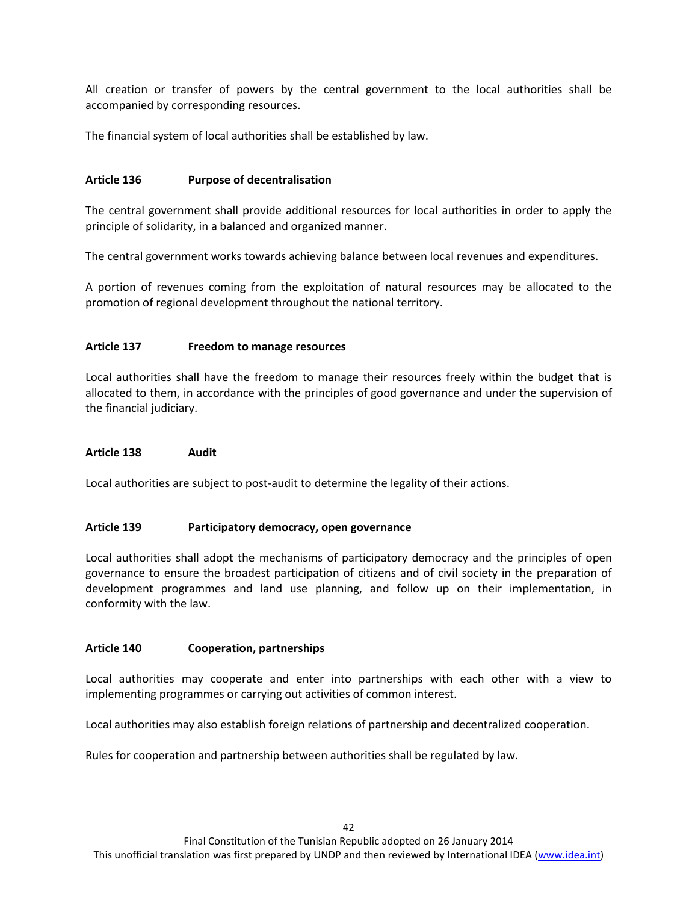All creation or transfer of powers by the central government to the local authorities shall be accompanied by corresponding resources.

The financial system of local authorities shall be established by law.

### Article 136 Purpose of decentralisation

The central government shall provide additional resources for local authorities in order to apply the principle of solidarity, in a balanced and organized manner.

The central government works towards achieving balance between local revenues and expenditures.

A portion of revenues coming from the exploitation of natural resources may be allocated to the promotion of regional development throughout the national territory.

### Article 137 Freedom to manage resources

Local authorities shall have the freedom to manage their resources freely within the budget that is allocated to them, in accordance with the principles of good governance and under the supervision of the financial judiciary.

### Article 138 Audit

Local authorities are subject to post-audit to determine the legality of their actions.

### Article 139 Participatory democracy, open governance

Local authorities shall adopt the mechanisms of participatory democracy and the principles of open governance to ensure the broadest participation of citizens and of civil society in the preparation of development programmes and land use planning, and follow up on their implementation, in conformity with the law.

### Article 140 Cooperation, partnerships

Local authorities may cooperate and enter into partnerships with each other with a view to implementing programmes or carrying out activities of common interest.

Local authorities may also establish foreign relations of partnership and decentralized cooperation.

Rules for cooperation and partnership between authorities shall be regulated by law.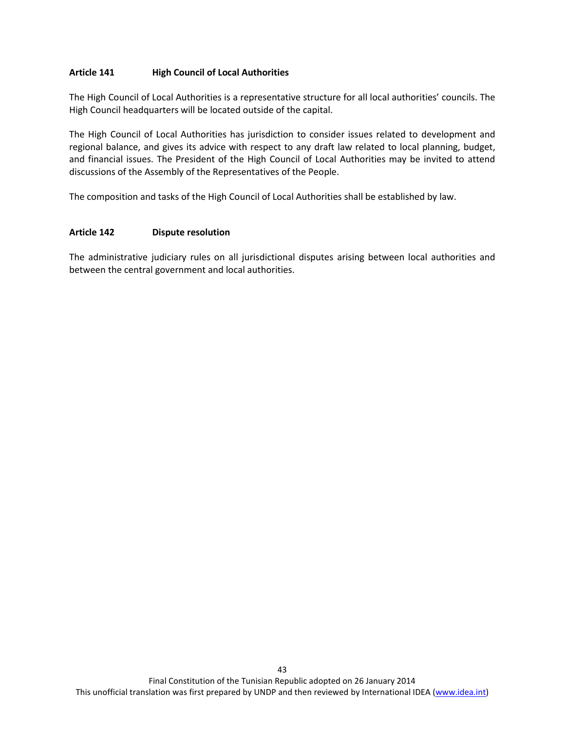### Article 141 High Council of Local Authorities

The High Council of Local Authorities is a representative structure for all local authorities' councils. The High Council headquarters will be located outside of the capital.

The High Council of Local Authorities has jurisdiction to consider issues related to development and regional balance, and gives its advice with respect to any draft law related to local planning, budget, and financial issues. The President of the High Council of Local Authorities may be invited to attend discussions of the Assembly of the Representatives of the People.

The composition and tasks of the High Council of Local Authorities shall be established by law.

### Article 142 Dispute resolution

The administrative judiciary rules on all jurisdictional disputes arising between local authorities and between the central government and local authorities.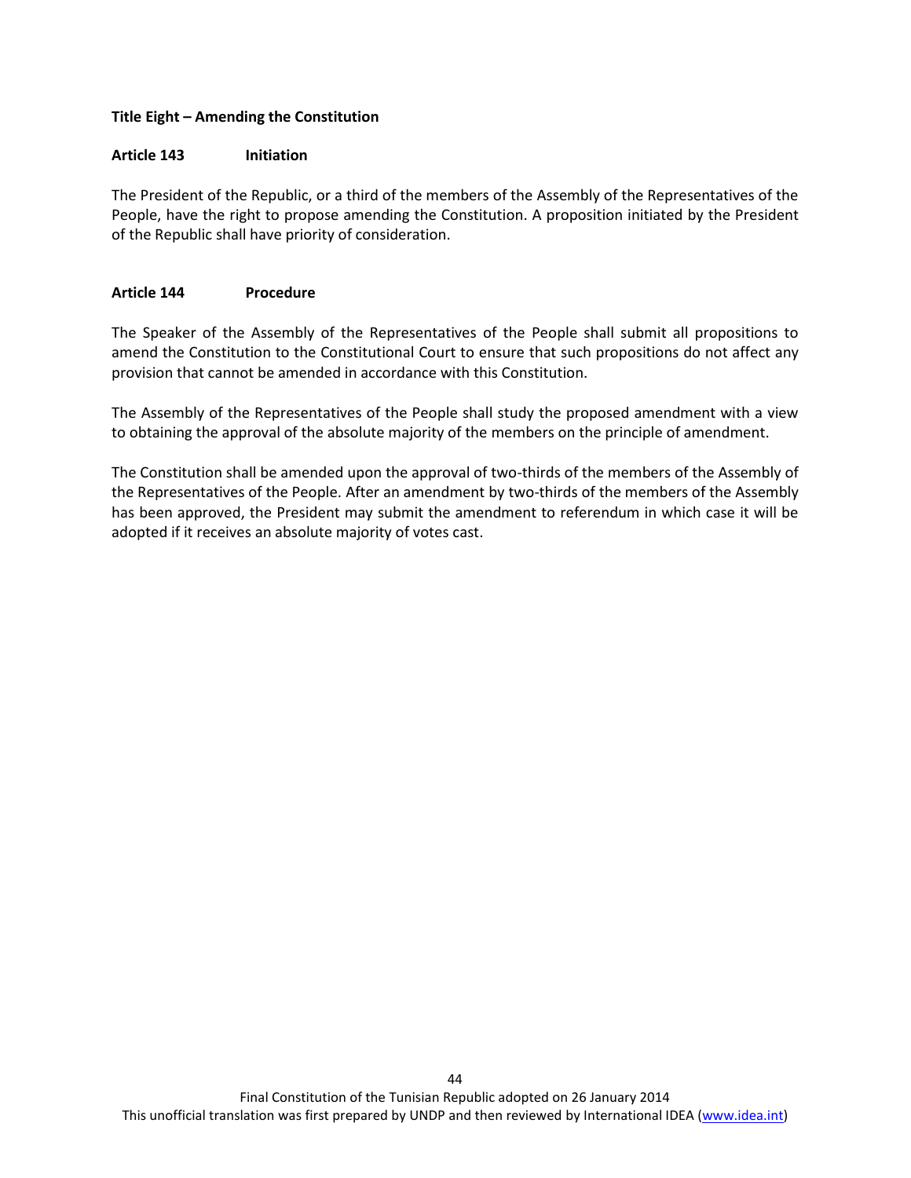## Title Eight – Amending the Constitution

### Article 143 Initiation

The President of the Republic, or a third of the members of the Assembly of the Representatives of the People, have the right to propose amending the Constitution. A proposition initiated by the President of the Republic shall have priority of consideration.

### Article 144 Procedure

The Speaker of the Assembly of the Representatives of the People shall submit all propositions to amend the Constitution to the Constitutional Court to ensure that such propositions do not affect any provision that cannot be amended in accordance with this Constitution.

The Assembly of the Representatives of the People shall study the proposed amendment with a view to obtaining the approval of the absolute majority of the members on the principle of amendment.

The Constitution shall be amended upon the approval of two-thirds of the members of the Assembly of the Representatives of the People. After an amendment by two-thirds of the members of the Assembly has been approved, the President may submit the amendment to referendum in which case it will be adopted if it receives an absolute majority of votes cast.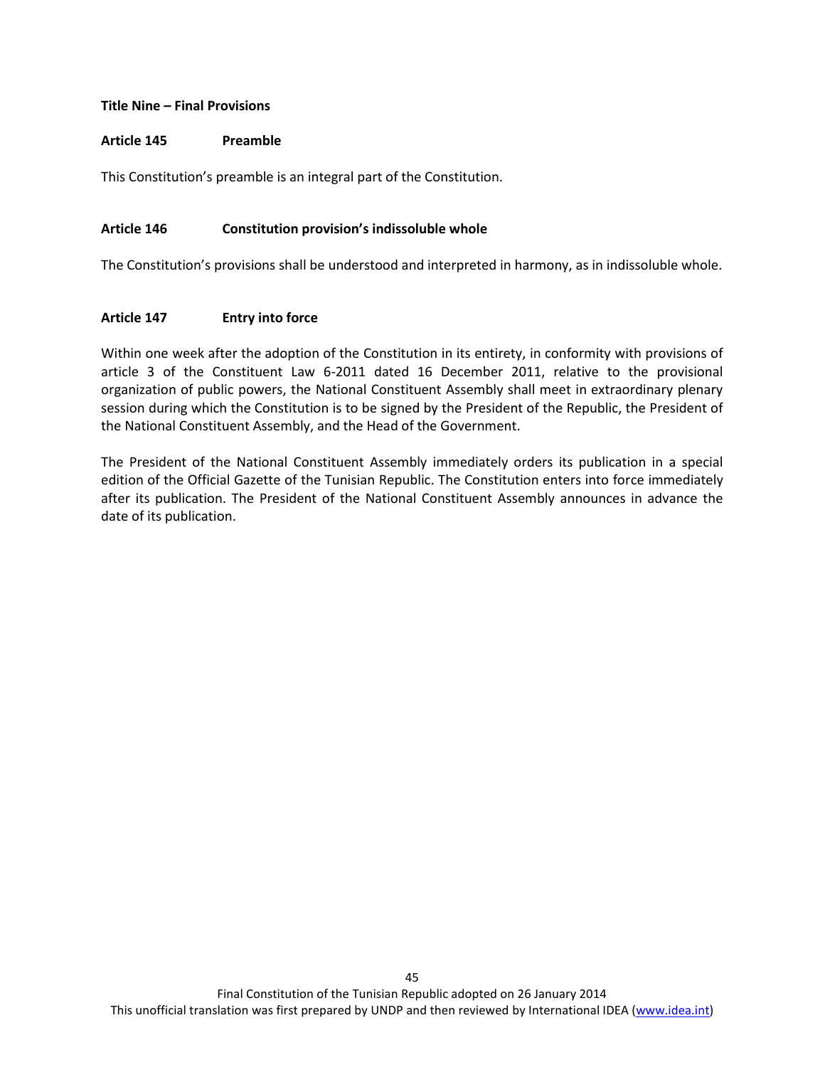## Title Nine – Final Provisions

### Article 145 Preamble

This Constitution's preamble is an integral part of the Constitution.

### Article 146 Constitution provision's indissoluble whole

The Constitution's provisions shall be understood and interpreted in harmony, as in indissoluble whole.

### Article 147 Entry into force

Within one week after the adoption of the Constitution in its entirety, in conformity with provisions of article 3 of the Constituent Law 6-2011 dated 16 December 2011, relative to the provisional organization of public powers, the National Constituent Assembly shall meet in extraordinary plenary session during which the Constitution is to be signed by the President of the Republic, the President of the National Constituent Assembly, and the Head of the Government.

The President of the National Constituent Assembly immediately orders its publication in a special edition of the Official Gazette of the Tunisian Republic. The Constitution enters into force immediately after its publication. The President of the National Constituent Assembly announces in advance the date of its publication.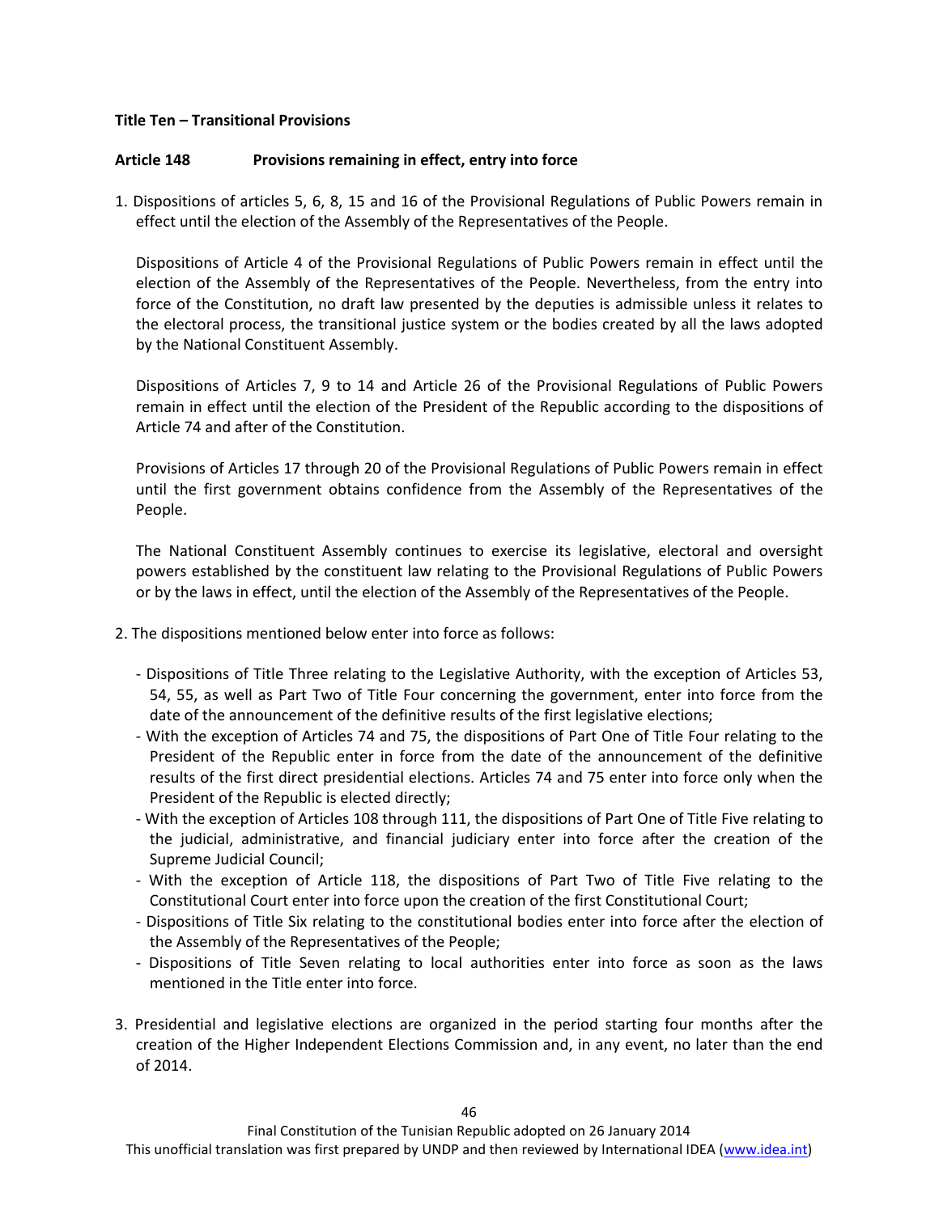**Title Ten – Transitional Provisions**

**Article 148 Provisions remaining in effect, entry into force**

1. Dispositions of articles 5, 6, 8, 15 and 16 of the Provisional Regulations of Public Powers remain in effect until the election of the Assembly of the Representatives of the People.

   Dispositions of Article 4 of the Provisional Regulations of Public Powers remain in effect until the election of the Assembly of the Representatives of the People. Nevertheless, from the entry into force of the Constitution, no draft law presented by the deputies is admissible unless it relates to the electoral process, the transitional justice system or the bodies created by all the laws adopted by the National Constituent Assembly.

   Dispositions of Articles 7, 9 to 14 and Article 26 of the Provisional Regulations of Public Powers remain in effect until the election of the President of the Republic according to the dispositions of Article 74 and after of the Constitution.

   Provisions of Articles 17 through 20 of the Provisional Regulations of Public Powers remain in effect until the first government obtains confidence from the Assembly of the Representatives of the People.

   The National Constituent Assembly continues to exercise its legislative, electoral and oversight powers established by the constituent law relating to the Provisional Regulations of Public Powers or by the laws in effect, until the election of the Assembly of the Representatives of the People.

2. The dispositions mentioned below enter into force as follows:

   - Dispositions of Title Three relating to the Legislative Authority, with the exception of Articles 53, 54, 55, as well as Part Two of Title Four concerning the government, enter into force from the date of the announcement of the definitive results of the first legislative elections;
   - With the exception of Articles 74 and 75, the dispositions of Part One of Title Four relating to the President of the Republic enter in force from the date of the announcement of the definitive results of the first direct presidential elections. Articles 74 and 75 enter into force only when the President of the Republic is elected directly;
   - With the exception of Articles 108 through 111, the dispositions of Part One of Title Five relating to the judicial, administrative, and financial judiciary enter into force after the creation of the Supreme Judicial Council;
   - With the exception of Article 118, the dispositions of Part Two of Title Five relating to the Constitutional Court enter into force upon the creation of the first Constitutional Court;
   - Dispositions of Title Six relating to the constitutional bodies enter into force after the election of the Assembly of the Representatives of the People;
   - Dispositions of Title Seven relating to local authorities enter into force as soon as the laws mentioned in the Title enter into force.

3. Presidential and legislative elections are organized in the period starting four months after the creation of the Higher Independent Elections Commission and, in any event, no later than the end of 2014.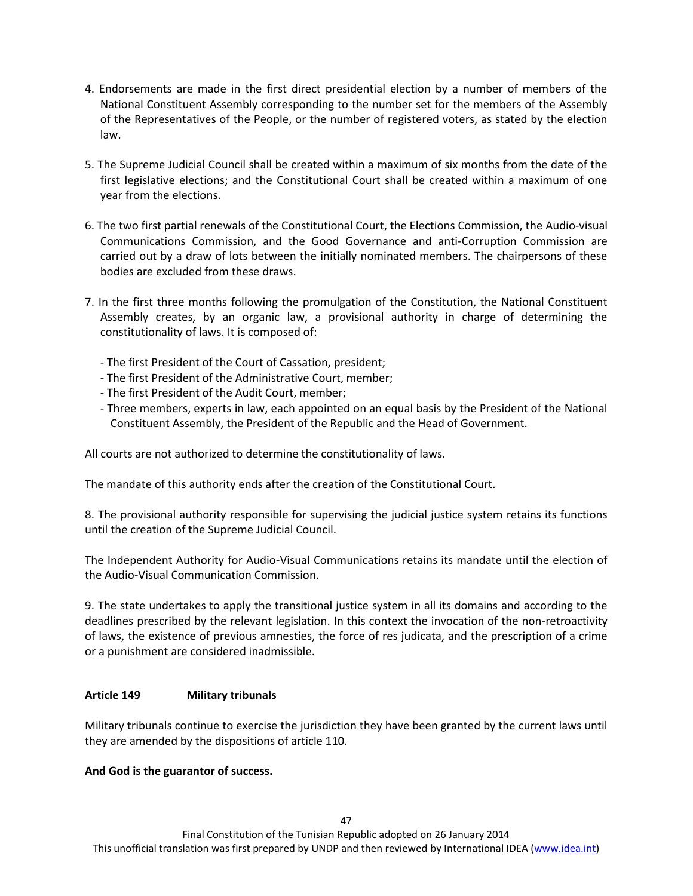4. Endorsements are made in the first direct presidential election by a number of members of the National Constituent Assembly corresponding to the number set for the members of the Assembly of the Representatives of the People, or the number of registered voters, as stated by the election law.

5. The Supreme Judicial Council shall be created within a maximum of six months from the date of the first legislative elections; and the Constitutional Court shall be created within a maximum of one year from the elections.

6. The two first partial renewals of the Constitutional Court, the Elections Commission, the Audio-visual Communications Commission, and the Good Governance and anti-Corruption Commission are carried out by a draw of lots between the initially nominated members. The chairpersons of these bodies are excluded from these draws.

7. In the first three months following the promulgation of the Constitution, the National Constituent Assembly creates, by an organic law, a provisional authority in charge of determining the constitutionality of laws. It is composed of:

   - The first President of the Court of Cassation, president;
   - The first President of the Administrative Court, member;
   - The first President of the Audit Court, member;
   - Three members, experts in law, each appointed on an equal basis by the President of the National Constituent Assembly, the President of the Republic and the Head of Government.

All courts are not authorized to determine the constitutionality of laws.

The mandate of this authority ends after the creation of the Constitutional Court.

8. The provisional authority responsible for supervising the judicial justice system retains its functions until the creation of the Supreme Judicial Council.

The Independent Authority for Audio-Visual Communications retains its mandate until the election of the Audio-Visual Communication Commission.

9. The state undertakes to apply the transitional justice system in all its domains and according to the deadlines prescribed by the relevant legislation. In this context the invocation of the non-retroactivity of laws, the existence of previous amnesties, the force of res judicata, and the prescription of a crime or a punishment are considered inadmissible.

**Article 149 Military tribunals**

Military tribunals continue to exercise the jurisdiction they have been granted by the current laws until they are amended by the dispositions of article 110.

**And God is the guarantor of success.**